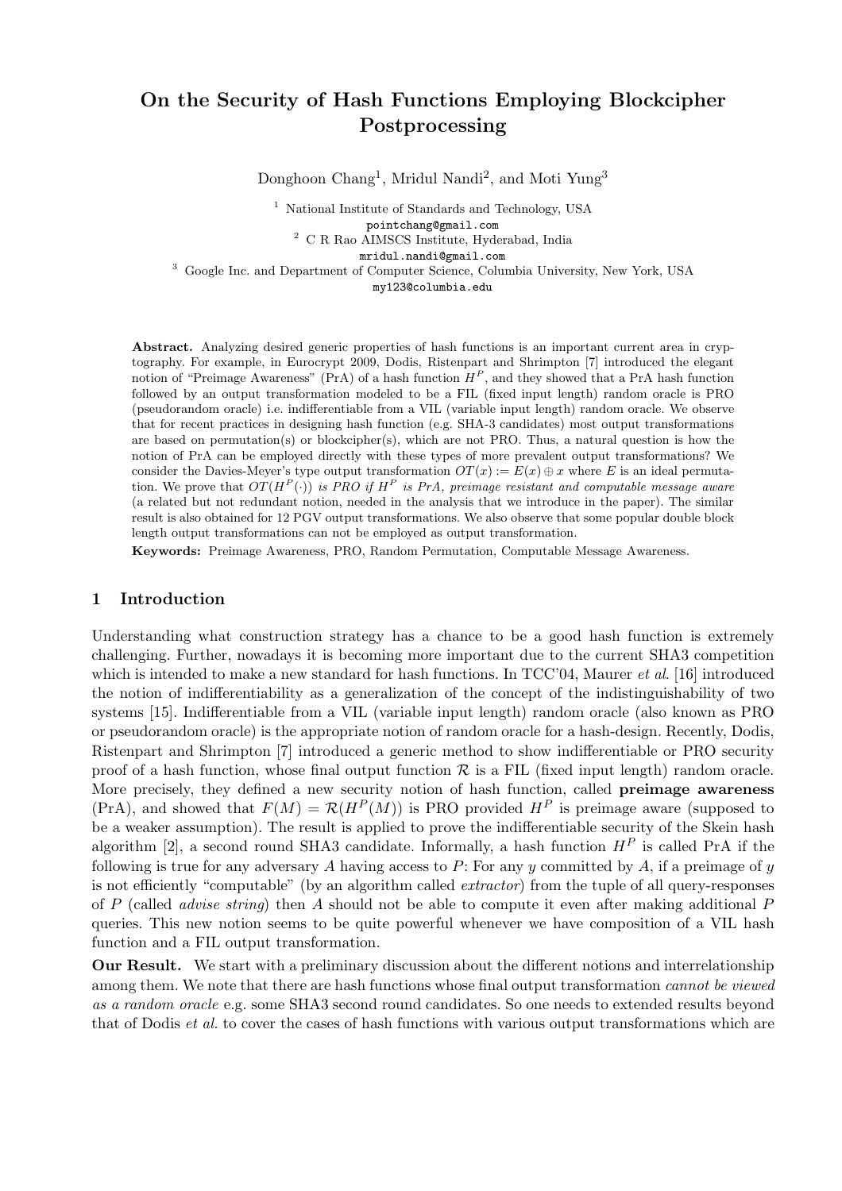# On the Security of Hash Functions Employing Blockcipher Postprocessing

Donghoon Chang[1], Mridul Nandi[2], and Moti Yung[3]

[1] National Institute of Standards and Technology, USA
pointchang@gmail.com
[2] C R Rao AIMSCS Institute, Hyderabad, India
mridul.nandi@gmail.com
[3] Google Inc. and Department of Computer Science, Columbia University, New York, USA
my123@columbia.edu

**Abstract.** Analyzing desired generic properties of hash functions is an important current area in cryptography. For example, in Eurocrypt 2009, Dodis, Ristenpart and Shrimpton [7] introduced the elegant notion of "Preimage Awareness" (PrA) of a hash function $H^P$, and they showed that a PrA hash function followed by an output transformation modeled to be a FIL (fixed input length) random oracle is PRO (pseudorandom oracle) i.e. indifferentiable from a VIL (variable input length) random oracle. We observe that for recent practices in designing hash function (e.g. SHA-3 candidates) most output transformations are based on permutation(s) or blockcipher(s), which are not PRO. Thus, a natural question is how the notion of PrA can be employed directly with these types of more prevalent output transformations? We consider the Davies-Meyer's type output transformation $OT(x) := E(x) \oplus x$ where $E$ is an ideal permutation. We prove that $OT(H^P(\cdot))$ *is PRO if* $H^P$ *is PrA, preimage resistant and computable message aware* (a related but not redundant notion, needed in the analysis that we introduce in the paper). The similar result is also obtained for 12 PGV output transformations. We also observe that some popular double block length output transformations can not be employed as output transformation.

**Keywords:** Preimage Awareness, PRO, Random Permutation, Computable Message Awareness.

## 1 Introduction

Understanding what construction strategy has a chance to be a good hash function is extremely challenging. Further, nowadays it is becoming more important due to the current SHA3 competition which is intended to make a new standard for hash functions. In TCC'04, Maurer *et al.* [16] introduced the notion of indifferentiability as a generalization of the concept of the indistinguishability of two systems [15]. Indifferentiable from a VIL (variable input length) random oracle (also known as PRO or pseudorandom oracle) is the appropriate notion of random oracle for a hash-design. Recently, Dodis, Ristenpart and Shrimpton [7] introduced a generic method to show indifferentiable or PRO security proof of a hash function, whose final output function $\mathcal{R}$ is a FIL (fixed input length) random oracle. More precisely, they defined a new security notion of hash function, called **preimage awareness** (PrA), and showed that $F(M) = \mathcal{R}(H^P(M))$ is PRO provided $H^P$ is preimage aware (supposed to be a weaker assumption). The result is applied to prove the indifferentiable security of the Skein hash algorithm [2], a second round SHA3 candidate. Informally, a hash function $H^P$ is called PrA if the following is true for any adversary $A$ having access to $P$: For any $y$ committed by $A$, if a preimage of $y$ is not efficiently "computable" (by an algorithm called *extractor*) from the tuple of all query-responses of $P$ (called *advise string*) then $A$ should not be able to compute it even after making additional $P$ queries. This new notion seems to be quite powerful whenever we have composition of a VIL hash function and a FIL output transformation.

**Our Result.** We start with a preliminary discussion about the different notions and interrelationship among them. We note that there are hash functions whose final output transformation *cannot be viewed as a random oracle* e.g. some SHA3 second round candidates. So one needs to extended results beyond that of Dodis *et al.* to cover the cases of hash functions with various output transformations which are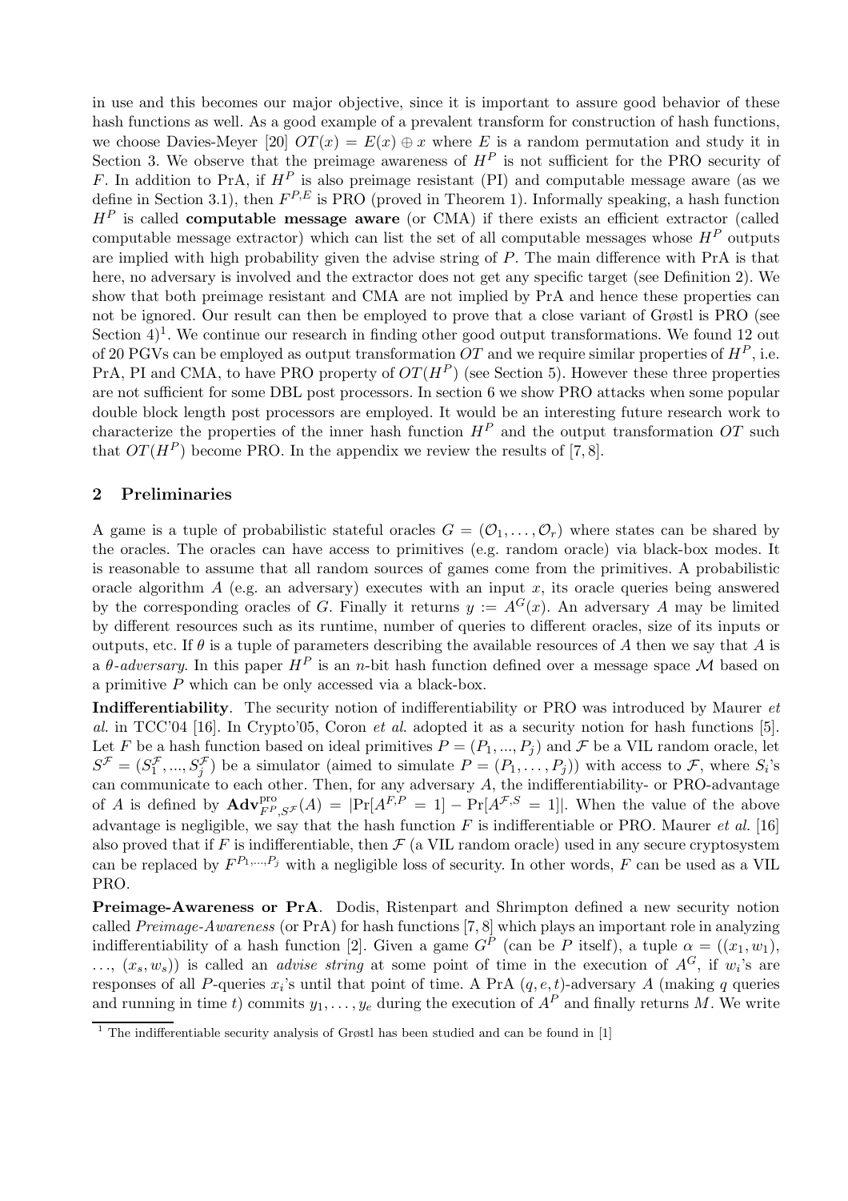in use and this becomes our major objective, since it is important to assure good behavior of these hash functions as well. As a good example of a prevalent transform for construction of hash functions, we choose Davies-Meyer [20] $OT(x) = E(x) \oplus x$ where $E$ is a random permutation and study it in Section 3. We observe that the preimage awareness of $H^P$ is not sufficient for the PRO security of $F$. In addition to PrA, if $H^P$ is also preimage resistant (PI) and computable message aware (as we define in Section 3.1), then $F^{P,E}$ is PRO (proved in Theorem 1). Informally speaking, a hash function $H^P$ is called **computable message aware** (or CMA) if there exists an efficient extractor (called computable message extractor) which can list the set of all computable messages whose $H^P$ outputs are implied with high probability given the advise string of $P$. The main difference with PrA is that here, no adversary is involved and the extractor does not get any specific target (see Definition 2). We show that both preimage resistant and CMA are not implied by PrA and hence these properties can not be ignored. Our result can then be employed to prove that a close variant of Grøstl is PRO (see Section 4)[1]. We continue our research in finding other good output transformations. We found 12 out of 20 PGVs can be employed as output transformation $OT$ and we require similar properties of $H^P$, i.e. PrA, PI and CMA, to have PRO property of $OT(H^P)$ (see Section 5). However these three properties are not sufficient for some DBL post processors. In section 6 we show PRO attacks when some popular double block length post processors are employed. It would be an interesting future research work to characterize the properties of the inner hash function $H^P$ and the output transformation $OT$ such that $OT(H^P)$ become PRO. In the appendix we review the results of [7, 8].

## 2 Preliminaries

A game is a tuple of probabilistic stateful oracles $G = (\mathcal{O}_1, \ldots, \mathcal{O}_r)$ where states can be shared by the oracles. The oracles can have access to primitives (e.g. random oracle) via black-box modes. It is reasonable to assume that all random sources of games come from the primitives. A probabilistic oracle algorithm $A$ (e.g. an adversary) executes with an input $x$, its oracle queries being answered by the corresponding oracles of $G$. Finally it returns $y := A^G(x)$. An adversary $A$ may be limited by different resources such as its runtime, number of queries to different oracles, size of its inputs or outputs, etc. If $\theta$ is a tuple of parameters describing the available resources of $A$ then we say that $A$ is a *$\theta$-adversary*. In this paper $H^P$ is an $n$-bit hash function defined over a message space $\mathcal{M}$ based on a primitive $P$ which can be only accessed via a black-box.

**Indifferentiability**. The security notion of indifferentiability or PRO was introduced by Maurer *et al.* in TCC'04 [16]. In Crypto'05, Coron *et al.* adopted it as a security notion for hash functions [5]. Let $F$ be a hash function based on ideal primitives $P = (P_1, ..., P_j)$ and $\mathcal{F}$ be a VIL random oracle, let $S^{\mathcal{F}} = (S_1^{\mathcal{F}}, ..., S_j^{\mathcal{F}})$ be a simulator (aimed to simulate $P = (P_1, \ldots, P_j)$) with access to $\mathcal{F}$, where $S_i$'s can communicate to each other. Then, for any adversary $A$, the indifferentiability- or PRO-advantage of $A$ is defined by $\mathbf{Adv}^{\text{pro}}_{F^P, S^{\mathcal{F}}}(A) = |\Pr[A^{F,P} = 1] - \Pr[A^{\mathcal{F},S} = 1]|$. When the value of the above advantage is negligible, we say that the hash function $F$ is indifferentiable or PRO. Maurer *et al.* [16] also proved that if $F$ is indifferentiable, then $\mathcal{F}$ (a VIL random oracle) used in any secure cryptosystem can be replaced by $F^{P_1,\ldots,P_j}$ with a negligible loss of security. In other words, $F$ can be used as a VIL PRO.

**Preimage-Awareness or PrA**. Dodis, Ristenpart and Shrimpton defined a new security notion called *Preimage-Awareness* (or PrA) for hash functions [7, 8] which plays an important role in analyzing indifferentiability of a hash function [2]. Given a game $G^P$ (can be $P$ itself), a tuple $\alpha = ((x_1, w_1), \ldots, (x_s, w_s))$ is called an *advise string* at some point of time in the execution of $A^G$, if $w_i$'s are responses of all $P$-queries $x_i$'s until that point of time. A PrA $(q, e, t)$-adversary $A$ (making $q$ queries and running in time $t$) commits $y_1, \ldots, y_e$ during the execution of $A^P$ and finally returns $M$. We write

[1] The indifferentiable security analysis of Grøstl has been studied and can be found in [1]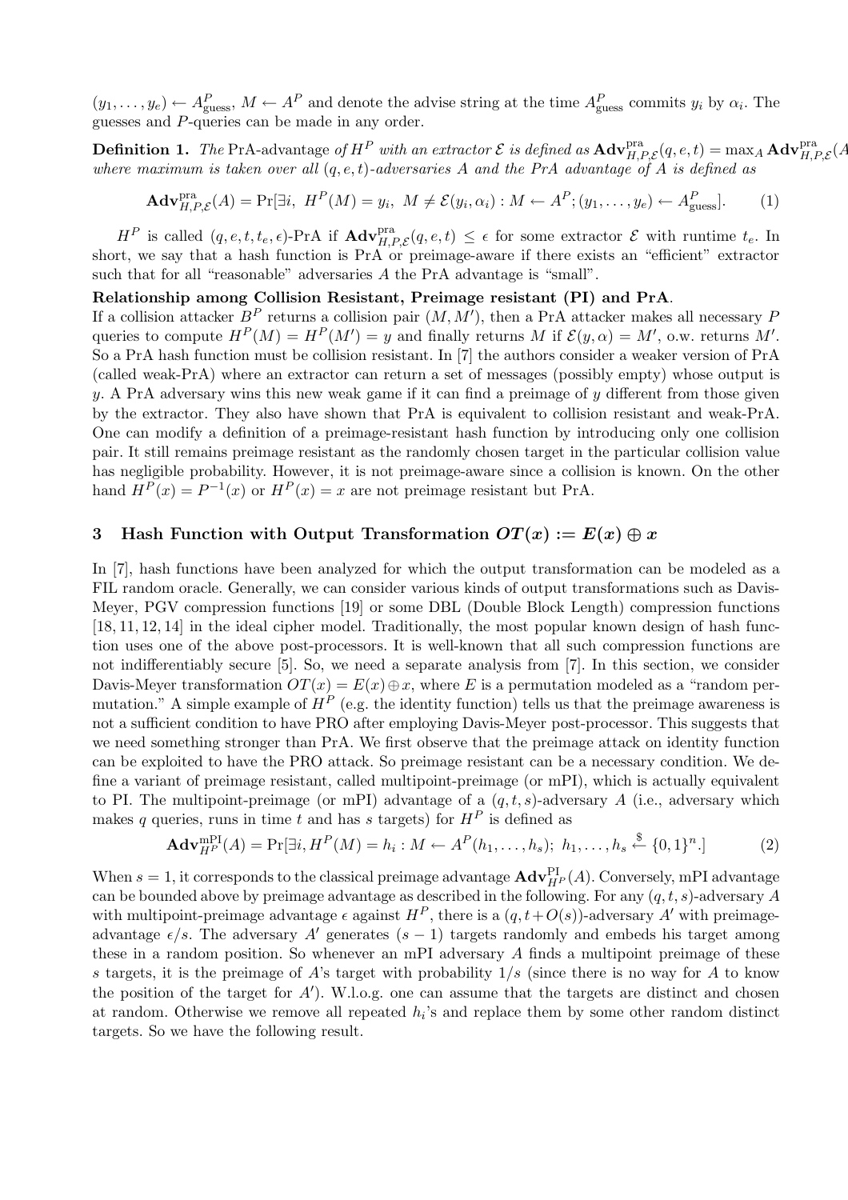$(y_1, \ldots, y_e) \leftarrow A^P_{\text{guess}}$, $M \leftarrow A^P$ and denote the advise string at the time $A^P_{\text{guess}}$ commits $y_i$ by $\alpha_i$. The guesses and $P$-queries can be made in any order.

**Definition 1.** *The* PrA-advantage *of $H^P$ with an extractor $\mathcal{E}$ is defined as $\mathbf{Adv}^{\text{pra}}_{H,P,\mathcal{E}}(q, e, t) = \max_A \mathbf{Adv}^{\text{pra}}_{H,P,\mathcal{E}}(A$ where maximum is taken over all $(q, e, t)$-adversaries $A$ and the PrA advantage of $A$ is defined as*

$$\mathbf{Adv}^{\text{pra}}_{H,P,\mathcal{E}}(A) = \Pr[\exists i,\ H^P(M) = y_i,\ M \neq \mathcal{E}(y_i, \alpha_i) : M \leftarrow A^P; (y_1, \ldots, y_e) \leftarrow A^P_{\text{guess}}]. \tag{1}$$

$H^P$ is called $(q, e, t, t_e, \epsilon)$-PrA if $\mathbf{Adv}^{\text{pra}}_{H,P,\mathcal{E}}(q, e, t) \leq \epsilon$ for some extractor $\mathcal{E}$ with runtime $t_e$. In short, we say that a hash function is PrA or preimage-aware if there exists an "efficient" extractor such that for all "reasonable" adversaries $A$ the PrA advantage is "small".

**Relationship among Collision Resistant, Preimage resistant (PI) and PrA.**
If a collision attacker $B^P$ returns a collision pair $(M, M')$, then a PrA attacker makes all necessary $P$ queries to compute $H^P(M) = H^P(M') = y$ and finally returns $M$ if $\mathcal{E}(y, \alpha) = M'$, o.w. returns $M'$. So a PrA hash function must be collision resistant. In [7] the authors consider a weaker version of PrA (called weak-PrA) where an extractor can return a set of messages (possibly empty) whose output is $y$. A PrA adversary wins this new weak game if it can find a preimage of $y$ different from those given by the extractor. They also have shown that PrA is equivalent to collision resistant and weak-PrA. One can modify a definition of a preimage-resistant hash function by introducing only one collision pair. It still remains preimage resistant as the randomly chosen target in the particular collision value has negligible probability. However, it is not preimage-aware since a collision is known. On the other hand $H^P(x) = P^{-1}(x)$ or $H^P(x) = x$ are not preimage resistant but PrA.

## 3 Hash Function with Output Transformation $OT(x) := E(x) \oplus x$

In [7], hash functions have been analyzed for which the output transformation can be modeled as a FIL random oracle. Generally, we can consider various kinds of output transformations such as Davis-Meyer, PGV compression functions [19] or some DBL (Double Block Length) compression functions [18, 11, 12, 14] in the ideal cipher model. Traditionally, the most popular known design of hash function uses one of the above post-processors. It is well-known that all such compression functions are not indifferentiably secure [5]. So, we need a separate analysis from [7]. In this section, we consider Davis-Meyer transformation $OT(x) = E(x) \oplus x$, where $E$ is a permutation modeled as a "random permutation." A simple example of $H^P$ (e.g. the identity function) tells us that the preimage awareness is not a sufficient condition to have PRO after employing Davis-Meyer post-processor. This suggests that we need something stronger than PrA. We first observe that the preimage attack on identity function can be exploited to have the PRO attack. So preimage resistant can be a necessary condition. We define a variant of preimage resistant, called multipoint-preimage (or mPI), which is actually equivalent to PI. The multipoint-preimage (or mPI) advantage of a $(q, t, s)$-adversary $A$ (i.e., adversary which makes $q$ queries, runs in time $t$ and has $s$ targets) for $H^P$ is defined as

$$\mathbf{Adv}^{\text{mPI}}_{H^P}(A) = \Pr[\exists i, H^P(M) = h_i : M \leftarrow A^P(h_1, \ldots, h_s);\ h_1, \ldots, h_s \stackrel{\$}{\leftarrow} \{0,1\}^n.] \tag{2}$$

When $s = 1$, it corresponds to the classical preimage advantage $\mathbf{Adv}^{\text{PI}}_{H^P}(A)$. Conversely, mPI advantage can be bounded above by preimage advantage as described in the following. For any $(q, t, s)$-adversary $A$ with multipoint-preimage advantage $\epsilon$ against $H^P$, there is a $(q, t + O(s))$-adversary $A'$ with preimage-advantage $\epsilon/s$. The adversary $A'$ generates $(s - 1)$ targets randomly and embeds his target among these in a random position. So whenever an mPI adversary $A$ finds a multipoint preimage of these $s$ targets, it is the preimage of $A$'s target with probability $1/s$ (since there is no way for $A$ to know the position of the target for $A'$). W.l.o.g. one can assume that the targets are distinct and chosen at random. Otherwise we remove all repeated $h_i$'s and replace them by some other random distinct targets. So we have the following result.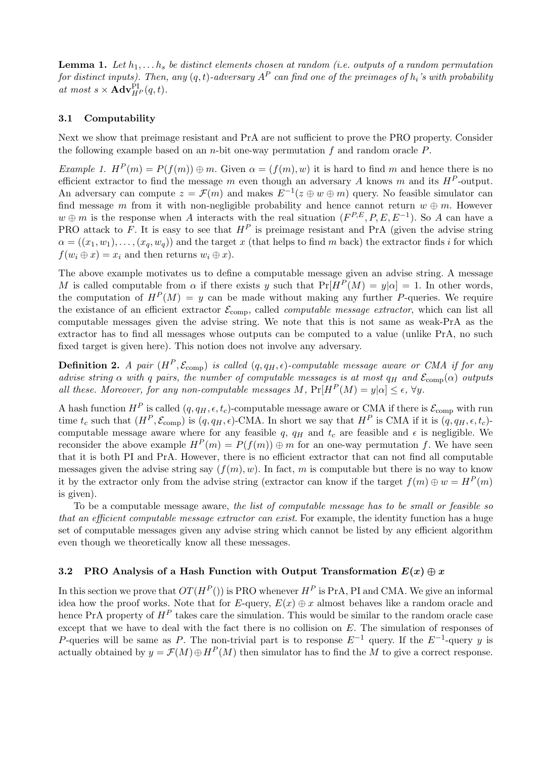**Lemma 1.** *Let $h_1, \ldots h_s$ be distinct elements chosen at random (i.e. outputs of a random permutation for distinct inputs). Then, any $(q,t)$-adversary $A^P$ can find one of the preimages of $h_i$'s with probability at most $s \times \mathbf{Adv}^{\mathrm{PI}}_{H^P}(q,t)$.*

### 3.1 Computability

Next we show that preimage resistant and PrA are not sufficient to prove the PRO property. Consider the following example based on an $n$-bit one-way permutation $f$ and random oracle $P$.

*Example 1.* $H^P(m) = P(f(m)) \oplus m$. Given $\alpha = (f(m), w)$ it is hard to find $m$ and hence there is no efficient extractor to find the message $m$ even though an adversary $A$ knows $m$ and its $H^P$-output. An adversary can compute $z = \mathcal{F}(m)$ and makes $E^{-1}(z \oplus w \oplus m)$ query. No feasible simulator can find message $m$ from it with non-negligible probability and hence cannot return $w \oplus m$. However $w \oplus m$ is the response when $A$ interacts with the real situation $(F^{P,E}, P, E, E^{-1})$. So $A$ can have a PRO attack to $F$. It is easy to see that $H^P$ is preimage resistant and PrA (given the advise string $\alpha = ((x_1, w_1), \ldots, (x_q, w_q))$ and the target $x$ (that helps to find $m$ back) the extractor finds $i$ for which $f(w_i \oplus x) = x_i$ and then returns $w_i \oplus x$).

The above example motivates us to define a computable message given an advise string. A message $M$ is called computable from $\alpha$ if there exists $y$ such that $\Pr[H^P(M) = y|\alpha] = 1$. In other words, the computation of $H^P(M) = y$ can be made without making any further $P$-queries. We require the existance of an efficient extractor $\mathcal{E}_{\mathrm{comp}}$, called *computable message extractor*, which can list all computable messages given the advise string. We note that this is not same as weak-PrA as the extractor has to find all messages whose outputs can be computed to a value (unlike PrA, no such fixed target is given here). This notion does not involve any adversary.

**Definition 2.** *A pair $(H^P, \mathcal{E}_{\mathrm{comp}})$ is called $(q, q_H, \epsilon)$-computable message aware or CMA if for any advise string $\alpha$ with $q$ pairs, the number of computable messages is at most $q_H$ and $\mathcal{E}_{\mathrm{comp}}(\alpha)$ outputs all these. Moreover, for any non-computable messages $M$, $\Pr[H^P(M) = y|\alpha] \leq \epsilon$, $\forall y$.*

A hash function $H^P$ is called $(q, q_H, \epsilon, t_c)$-computable message aware or CMA if there is $\mathcal{E}_{\mathrm{comp}}$ with run time $t_c$ such that $(H^P, \mathcal{E}_{\mathrm{comp}})$ is $(q, q_H, \epsilon)$-CMA. In short we say that $H^P$ is CMA if it is $(q, q_H, \epsilon, t_c)$-computable message aware where for any feasible $q$, $q_H$ and $t_c$ are feasible and $\epsilon$ is negligible. We reconsider the above example $H^P(m) = P(f(m)) \oplus m$ for an one-way permutation $f$. We have seen that it is both PI and PrA. However, there is no efficient extractor that can not find all computable messages given the advise string say $(f(m), w)$. In fact, $m$ is computable but there is no way to know it by the extractor only from the advise string (extractor can know if the target $f(m) \oplus w = H^P(m)$ is given).

To be a computable message aware, *the list of computable message has to be small or feasible so that an efficient computable message extractor can exist*. For example, the identity function has a huge set of computable messages given any advise string which cannot be listed by any efficient algorithm even though we theoretically know all these messages.

### 3.2 PRO Analysis of a Hash Function with Output Transformation $E(x) \oplus x$

In this section we prove that $OT(H^P())$ is PRO whenever $H^P$ is PrA, PI and CMA. We give an informal idea how the proof works. Note that for $E$-query, $E(x) \oplus x$ almost behaves like a random oracle and hence PrA property of $H^P$ takes care the simulation. This would be similar to the random oracle case except that we have to deal with the fact there is no collision on $E$. The simulation of responses of $P$-queries will be same as $P$. The non-trivial part is to response $E^{-1}$ query. If the $E^{-1}$-query $y$ is actually obtained by $y = \mathcal{F}(M) \oplus H^P(M)$ then simulator has to find the $M$ to give a correct response.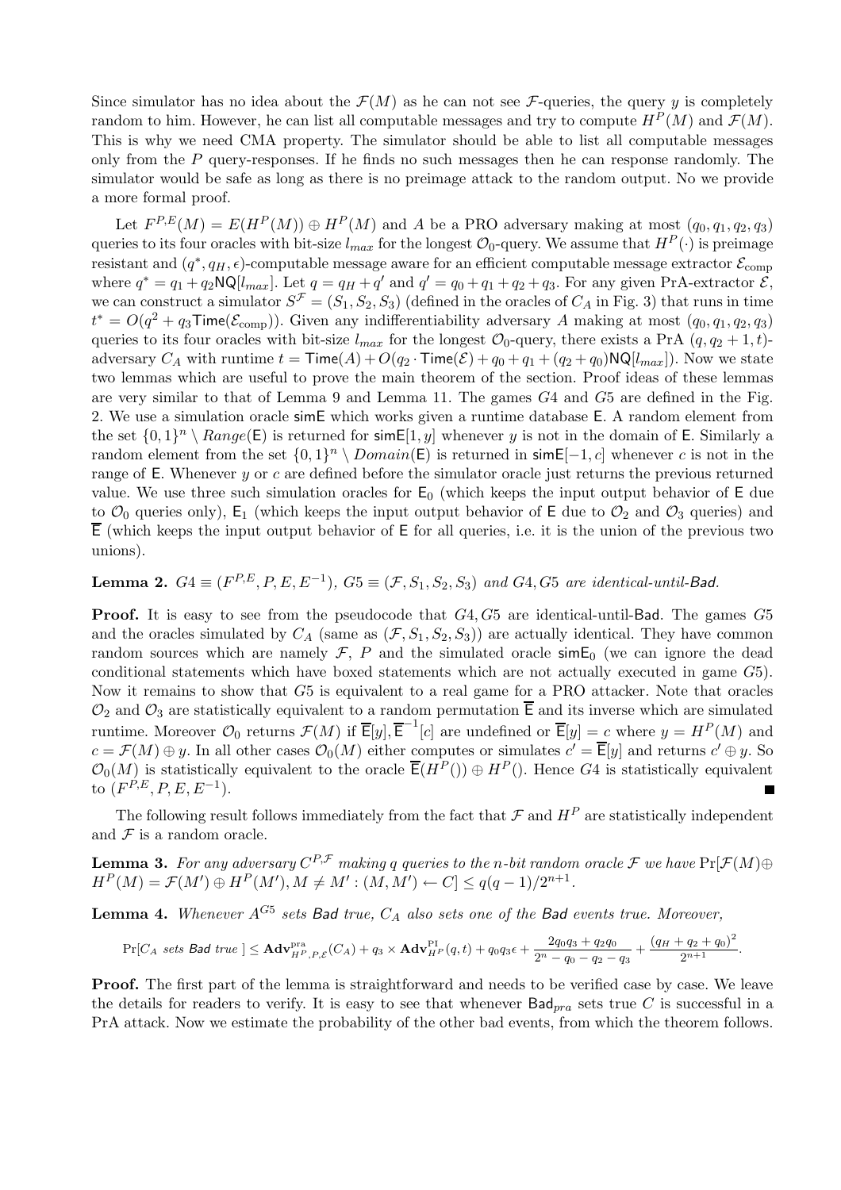Since simulator has no idea about the $\mathcal{F}(M)$ as he can not see $\mathcal{F}$-queries, the query $y$ is completely random to him. However, he can list all computable messages and try to compute $H^P(M)$ and $\mathcal{F}(M)$. This is why we need CMA property. The simulator should be able to list all computable messages only from the $P$ query-responses. If he finds no such messages then he can response randomly. The simulator would be safe as long as there is no preimage attack to the random output. No we provide a more formal proof.

Let $F^{P,E}(M) = E(H^P(M)) \oplus H^P(M)$ and $A$ be a PRO adversary making at most $(q_0, q_1, q_2, q_3)$ queries to its four oracles with bit-size $l_{max}$ for the longest $\mathcal{O}_0$-query. We assume that $H^P(\cdot)$ is preimage resistant and $(q^*, q_H, \epsilon)$-computable message aware for an efficient computable message extractor $\mathcal{E}_{\text{comp}}$ where $q^* = q_1 + q_2 \mathsf{NQ}[l_{max}]$. Let $q = q_H + q'$ and $q' = q_0 + q_1 + q_2 + q_3$. For any given PrA-extractor $\mathcal{E}$, we can construct a simulator $S^{\mathcal{F}} = (S_1, S_2, S_3)$ (defined in the oracles of $C_A$ in Fig. 3) that runs in time $t^* = O(q^2 + q_3 \mathsf{Time}(\mathcal{E}_{\text{comp}}))$. Given any indifferentiability adversary $A$ making at most $(q_0, q_1, q_2, q_3)$ queries to its four oracles with bit-size $l_{max}$ for the longest $\mathcal{O}_0$-query, there exists a PrA $(q, q_2 + 1, t)$-adversary $C_A$ with runtime $t = \mathsf{Time}(A) + O(q_2 \cdot \mathsf{Time}(\mathcal{E}) + q_0 + q_1 + (q_2 + q_0)\mathsf{NQ}[l_{max}])$. Now we state two lemmas which are useful to prove the main theorem of the section. Proof ideas of these lemmas are very similar to that of Lemma 9 and Lemma 11. The games $G4$ and $G5$ are defined in the Fig. 2. We use a simulation oracle $\mathsf{simE}$ which works given a runtime database $\mathsf{E}$. A random element from the set $\{0,1\}^n \setminus Range(\mathsf{E})$ is returned for $\mathsf{simE}[1, y]$ whenever $y$ is not in the domain of $\mathsf{E}$. Similarly a random element from the set $\{0,1\}^n \setminus Domain(\mathsf{E})$ is returned in $\mathsf{simE}[-1, c]$ whenever $c$ is not in the range of $\mathsf{E}$. Whenever $y$ or $c$ are defined before the simulator oracle just returns the previous returned value. We use three such simulation oracles for $\mathsf{E}_0$ (which keeps the input output behavior of $\mathsf{E}$ due to $\mathcal{O}_0$ queries only), $\mathsf{E}_1$ (which keeps the input output behavior of $\mathsf{E}$ due to $\mathcal{O}_2$ and $\mathcal{O}_3$ queries) and $\overline{\mathsf{E}}$ (which keeps the input output behavior of $\mathsf{E}$ for all queries, i.e. it is the union of the previous two unions).

**Lemma 2.** *$G4 \equiv (F^{P,E}, P, E, E^{-1})$, $G5 \equiv (\mathcal{F}, S_1, S_2, S_3)$ and $G4, G5$ are identical-until-$\mathsf{Bad}$.*

**Proof.** It is easy to see from the pseudocode that $G4, G5$ are identical-until-$\mathsf{Bad}$. The games $G5$ and the oracles simulated by $C_A$ (same as $(\mathcal{F}, S_1, S_2, S_3)$) are actually identical. They have common random sources which are namely $\mathcal{F}$, $P$ and the simulated oracle $\mathsf{simE}_0$ (we can ignore the dead conditional statements which have boxed statements which are not actually executed in game $G5$). Now it remains to show that $G5$ is equivalent to a real game for a PRO attacker. Note that oracles $\mathcal{O}_2$ and $\mathcal{O}_3$ are statistically equivalent to a random permutation $\overline{\mathsf{E}}$ and its inverse which are simulated runtime. Moreover $\mathcal{O}_0$ returns $\mathcal{F}(M)$ if $\overline{\mathsf{E}}[y], \overline{\mathsf{E}}^{-1}[c]$ are undefined or $\overline{\mathsf{E}}[y] = c$ where $y = H^P(M)$ and $c = \mathcal{F}(M) \oplus y$. In all other cases $\mathcal{O}_0(M)$ either computes or simulates $c' = \overline{\mathsf{E}}[y]$ and returns $c' \oplus y$. So $\mathcal{O}_0(M)$ is statistically equivalent to the oracle $\overline{\mathsf{E}}(H^P()) \oplus H^P()$. Hence $G4$ is statistically equivalent to $(F^{P,E}, P, E, E^{-1})$. ∎

The following result follows immediately from the fact that $\mathcal{F}$ and $H^P$ are statistically independent and $\mathcal{F}$ is a random oracle.

**Lemma 3.** *For any adversary $C^{P,\mathcal{F}}$ making $q$ queries to the $n$-bit random oracle $\mathcal{F}$ we have $\Pr[\mathcal{F}(M) \oplus H^P(M) = \mathcal{F}(M') \oplus H^P(M'), M \neq M' : (M, M') \leftarrow C] \leq q(q-1)/2^{n+1}$.*

**Lemma 4.** *Whenever $A^{G5}$ sets $\mathsf{Bad}$ true, $C_A$ also sets one of the $\mathsf{Bad}$ events true. Moreover,*

$$\Pr[C_A \text{ sets } \mathsf{Bad} \text{ true }] \leq \mathbf{Adv}^{\text{pra}}_{H^P,P,\mathcal{E}}(C_A) + q_3 \times \mathbf{Adv}^{\text{PI}}_{H^P}(q,t) + q_0 q_3 \epsilon + \frac{2q_0q_3 + q_2q_0}{2^n - q_0 - q_2 - q_3} + \frac{(q_H + q_2 + q_0)^2}{2^{n+1}}.$$

**Proof.** The first part of the lemma is straightforward and needs to be verified case by case. We leave the details for readers to verify. It is easy to see that whenever $\mathsf{Bad}_{pra}$ sets true $C$ is successful in a PrA attack. Now we estimate the probability of the other bad events, from which the theorem follows.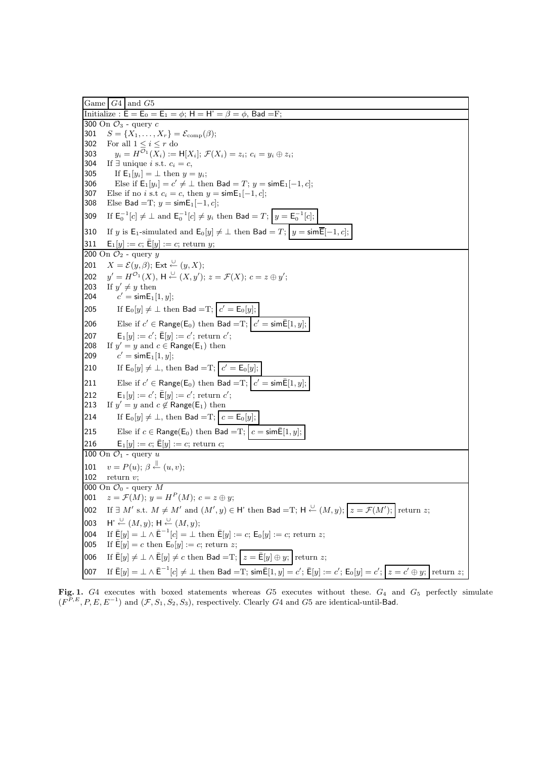```
Game [G4] and G5
Initialize : E = E_0 = E_1 = φ; H = H' = β = φ, Bad = F;

300 On O_3 - query c
301   S = {X_1, ..., X_r} = E_comp(β);
302   For all 1 ≤ i ≤ r do
303       y_i = H^{O_1}(X_i) := H[X_i]; F(X_i) = z_i; c_i = y_i ⊕ z_i;
304   If ∃ unique i s.t. c_i = c,
305       If E_1[y_i] = ⊥ then y = y_i;
306       Else if E_1[y_i] = c' ≠ ⊥ then Bad = T; y = simE_1[−1, c];
307   Else if no i s.t c_i = c, then y = simE_1[−1, c];
308   Else Bad = T; y = simE_1[−1, c];
309   If E_0^{-1}[c] ≠ ⊥ and E_0^{-1}[c] ≠ y_i then Bad = T; [y = E_0^{-1}[c];]
310   If y is E_1-simulated and E_0[y] ≠ ⊥ then Bad = T; [y = simĒ[−1, c];]
311   E_1[y] := c; Ē[y] := c; return y;

200 On O_2 - query y
201   X = E(y, β); Ext ←∪ (y, X);
202   y' = H^{O_1}(X), H ←∪ (X, y'); z = F(X); c = z ⊕ y';
203   If y' ≠ y then
204       c' = simE_1[1, y];
205       If E_0[y] ≠ ⊥ then Bad = T; [c' = E_0[y];]
206       Else if c' ∈ Range(E_0) then Bad = T; [c' = simĒ[1, y];]
207       E_1[y] := c'; Ē[y] := c'; return c';
208   If y' = y and c ∈ Range(E_1) then
209       c' = simE_1[1, y];
210       If E_0[y] ≠ ⊥, then Bad = T; [c' = E_0[y];]
211       Else if c' ∈ Range(E_0) then Bad = T; [c' = simĒ[1, y];]
212       E_1[y] := c'; Ē[y] := c'; return c';
213   If y' = y and c ∉ Range(E_1) then
214       If E_0[y] ≠ ⊥, then Bad = T; [c = E_0[y];]
215       Else if c ∈ Range(E_0) then Bad = T; [c = simĒ[1, y];]
216       E_1[y] := c; Ē[y] := c; return c;

100 On O_1 - query u
101   v = P(u); β ←‖ (u, v);
102   return v;

000 On O_0 - query M
001   z = F(M); y = H^P(M); c = z ⊕ y;
002   If ∃ M' s.t. M ≠ M' and (M', y) ∈ H' then Bad = T; H ←∪ (M, y); [z = F(M');] return z;
003   H' ←∪ (M, y); H ←∪ (M, y);
004   If Ē[y] = ⊥ ∧ Ē^{-1}[c] = ⊥ then Ē[y] := c; E_0[y] := c; return z;
005   If Ē[y] = c then E_0[y] := c; return z;
006   If Ē[y] ≠ ⊥ ∧ Ē[y] ≠ c then Bad = T; [z = Ē[y] ⊕ y;] return z;
007   If Ē[y] = ⊥ ∧ Ē^{-1}[c] ≠ ⊥ then Bad = T; simĒ[1, y] = c'; Ē[y] := c'; E_0[y] = c'; [z = c' ⊕ y;] return z;
```

**Fig. 1.** $G4$ executes with boxed statements whereas $G5$ executes without these. $G_4$ and $G_5$ perfectly simulate $(F^{P,E}, P, E, E^{-1})$ and $(\mathcal{F}, S_1, S_2, S_3)$, respectively. Clearly $G4$ and $G5$ are identical-until-Bad.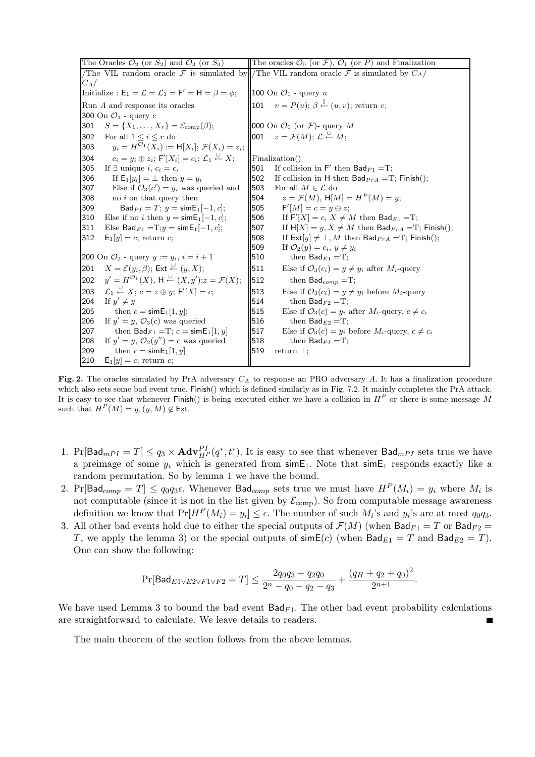| The Oracles $\mathcal{O}_2$ (or $S_2$) and $\mathcal{O}_3$ (or $S_3$) | The oracles $\mathcal{O}_0$ (or $\mathcal{F}$), $\mathcal{O}_1$ (or $P$) and Finalization |
|---|---|
| /The VIL random oracle $\mathcal{F}$ is simulated by $C_A$/ | /The VIL random oracle $\mathcal{F}$ is simulated by $C_A$/ |
| Initialize : $\mathsf{E}_1 = \mathcal{L} = \mathcal{L}_1 = \mathsf{F}' = \mathsf{H} = \beta = \phi$; | 100 On $\mathcal{O}_1$ - query $u$ |
| Run $A$ and response its oracles | 101 $\quad v = P(u)$; $\beta \overset{\Vert}{\leftarrow} (u, v)$; return $v$; |
| 300 On $\mathcal{O}_3$ - query $c$ | |
| 301 $\quad S = \{X_1, \ldots, X_r\} = \mathcal{E}_{\mathrm{comp}}(\beta)$; | 000 On $\mathcal{O}_0$ (or $\mathcal{F}$)- query $M$ |
| 302 $\quad$ For all $1 \le i \le r$ do | 001 $\quad z = \mathcal{F}(M)$; $\mathcal{L} \overset{\cup}{\leftarrow} M$; |
| 303 $\qquad y_i = H^{\mathcal{O}_1}(X_i) := \mathsf{H}[X_i]$; $\mathcal{F}(X_i) = z_i$; | |
| 304 $\qquad c_i = y_i \oplus z_i$; $\mathsf{F}'[X_i] = c_i$; $\mathcal{L}_1 \overset{\cup}{\leftarrow} X$; | Finalization() |
| 305 $\quad$ If $\exists$ unique $i$, $c_i = c$, | 501 $\quad$ If collision in $\mathsf{F}'$ then $\mathsf{Bad}_{F1}$ =T; |
| 306 $\qquad$ If $\mathsf{E}_1[y_i] = \bot$ then $y = y_i$ | 502 $\quad$ If collision in $\mathsf{H}$ then $\mathsf{Bad}_{PrA}$ =T; $\mathsf{Finish}()$; |
| 307 $\qquad$ Else if $\mathcal{O}_3(c') = y_i$ was queried and | 503 $\quad$ For all $M \in \mathcal{L}$ do |
| 308 $\qquad$ no $i$ on that query then | 504 $\qquad z = \mathcal{F}(M)$, $\mathsf{H}[M] = H^P(M) = y$; |
| 309 $\qquad\quad \mathsf{Bad}_{PI} = T$; $y = \mathsf{simE}_1[-1, c]$; | 505 $\qquad \mathsf{F}'[M] = c = y \oplus z$; |
| 310 $\quad$ Else if no $i$ then $y = \mathsf{simE}_1[-1, c]$; | 506 $\qquad$ If $\mathsf{F}'[X] = c$, $X \neq M$ then $\mathsf{Bad}_{F1}$ =T; |
| 311 $\quad$ Else $\mathsf{Bad}_{F1}$ =T;$y = \mathsf{simE}_1[-1, c]$; | 507 $\qquad$ If $\mathsf{H}[X] = y, X \neq M$ then $\mathsf{Bad}_{PrA}$ =T; $\mathsf{Finish}()$; |
| 312 $\quad \mathsf{E}_1[y] = c$; return $c$; | 508 $\qquad$ If $\mathsf{Ext}[y] \neq \bot, M$ then $\mathsf{Bad}_{PrA}$ =T; $\mathsf{Finish}()$; |
| | 509 $\qquad$ If $\mathcal{O}_2(y) = c_i$, $y \neq y_i$ |
| 200 On $\mathcal{O}_2$ - query $y := y_i$, $i = i + 1$ | 510 $\qquad\quad$ then $\mathsf{Bad}_{E1}$ =T; |
| 201 $\quad X = \mathcal{E}(y_i, \beta)$; $\mathsf{Ext} \overset{\cup}{\leftarrow} (y, X)$; | 511 $\qquad$ Else if $\mathcal{O}_3(c_i) = y \neq y_i$ after $M_i$-query |
| 202 $\quad y' = H^{\mathcal{O}_1}(X)$, $\mathsf{H} \overset{\cup}{\leftarrow} (X, y')$;$z = \mathcal{F}(X)$; | 512 $\qquad\quad$ then $\mathsf{Bad}_{comp}$ =T; |
| 203 $\quad \mathcal{L}_1 \overset{\cup}{\leftarrow} X$; $c = z \oplus y$; $\mathsf{F}'[X] = c$; | 513 $\qquad$ Else if $\mathcal{O}_3(c_i) = y \neq y_i$ before $M_i$-query |
| 204 $\quad$ If $y' \neq y$ | 514 $\qquad\quad$ then $\mathsf{Bad}_{F2}$ =T; |
| 205 $\qquad$ then $c = \mathsf{simE}_1[1, y]$; | 515 $\qquad$ Else if $\mathcal{O}_3(c) = y_i$ after $M_i$-query, $c \neq c_i$ |
| 206 $\quad$ If $y' = y$, $\mathcal{O}_3(c)$ was queried | 516 $\qquad\quad$ then $\mathsf{Bad}_{E2}$ =T; |
| 207 $\qquad$ then $\mathsf{Bad}_{F1}$ =T; $c = \mathsf{simE}_1[1, y]$ | 517 $\qquad$ Else if $\mathcal{O}_3(c) = y_i$ before $M_i$-query, $c \neq c_i$ |
| 208 $\quad$ If $y' = y$, $\mathcal{O}_2(y'') = c$ was queried | 518 $\qquad\quad$ then $\mathsf{Bad}_{PI}$ =T; |
| 209 $\qquad$ then $c = \mathsf{simE}_1[1, y]$ | 519 $\quad$ return $\bot$; |
| 210 $\quad \mathsf{E}_1[y] = c$; return $c$; | |

**Fig. 2.** The oracles simulated by PrA adversary $C_A$ to response an PRO adversary $A$. It has a finalization procedure which also sets some bad event true. $\mathsf{Finish}()$ which is defined similarly as in Fig. 7.2. It mainly completes the PrA attack. It is easy to see that whenever $\mathsf{Finish}()$ is being executed either we have a collision in $H^P$ or there is some message $M$ such that $H^P(M) = y, (y, M) \notin \mathsf{Ext}$.

1. $\Pr[\mathsf{Bad}_{mPI} = T] \le q_3 \times \mathbf{Adv}^{PI}_{H^P}(q^*, t^*)$. It is easy to see that whenever $\mathsf{Bad}_{mPI}$ sets true we have a preimage of some $y_i$ which is generated from $\mathsf{simE}_1$. Note that $\mathsf{simE}_1$ responds exactly like a random permutation. So by lemma 1 we have the bound.
2. $\Pr[\mathsf{Bad}_{comp} = T] \le q_0 q_3 \epsilon$. Whenever $\mathsf{Bad}_{comp}$ sets true we must have $H^P(M_i) = y_i$ where $M_i$ is not computable (since it is not in the list given by $\mathcal{E}_{\mathrm{comp}}$). So from computable message awareness definition we know that $\Pr[H^P(M_i) = y_i] \le \epsilon$. The number of such $M_i$'s and $y_i$'s are at most $q_0 q_3$.
3. All other bad events hold due to either the special outputs of $\mathcal{F}(M)$ (when $\mathsf{Bad}_{F1} = T$ or $\mathsf{Bad}_{F2} = T$, we apply the lemma 3) or the special outputs of $\mathsf{simE}(c)$ (when $\mathsf{Bad}_{E1} = T$ and $\mathsf{Bad}_{E2} = T$). One can show the following:

$$\Pr[\mathsf{Bad}_{E1 \vee E2 \vee F1 \vee F2} = T] \le \frac{2q_0 q_3 + q_2 q_0}{2^n - q_0 - q_2 - q_3} + \frac{(q_H + q_2 + q_0)^2}{2^{n+1}}.$$

We have used Lemma 3 to bound the bad event $\mathsf{Bad}_{F1}$. The other bad event probability calculations are straightforward to calculate. We leave details to readers. ∎

The main theorem of the section follows from the above lemmas.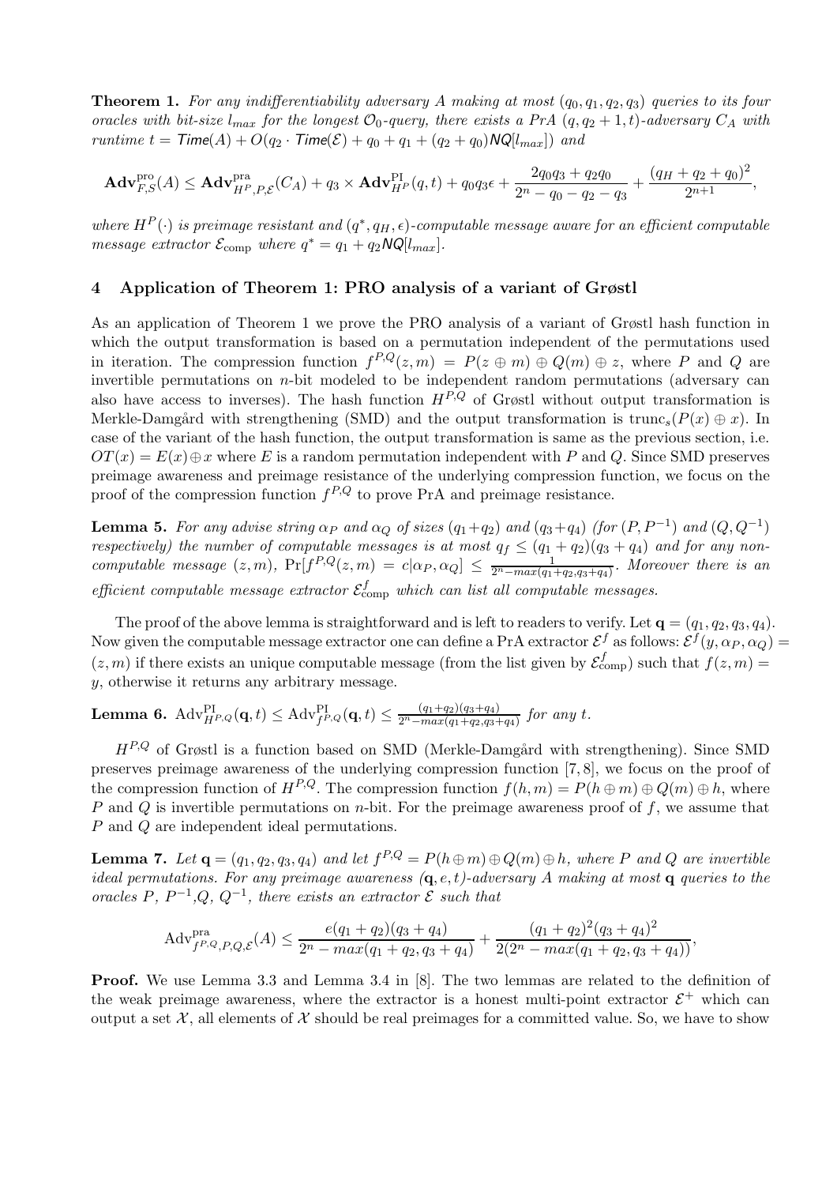**Theorem 1.** *For any indifferentiability adversary $A$ making at most $(q_0, q_1, q_2, q_3)$ queries to its four oracles with bit-size $l_{max}$ for the longest $\mathcal{O}_0$-query, there exists a PrA $(q, q_2+1, t)$-adversary $C_A$ with runtime $t = \mathsf{Time}(A) + O(q_2 \cdot \mathsf{Time}(\mathcal{E}) + q_0 + q_1 + (q_2+q_0)\mathsf{NQ}[l_{max}])$ and*

$$\mathbf{Adv}^{\text{pro}}_{F,S}(A) \le \mathbf{Adv}^{\text{pra}}_{H^P,P,\mathcal{E}}(C_A) + q_3 \times \mathbf{Adv}^{\text{PI}}_{H^P}(q,t) + q_0 q_3 \epsilon + \frac{2q_0q_3 + q_2q_0}{2^n - q_0 - q_2 - q_3} + \frac{(q_H + q_2 + q_0)^2}{2^{n+1}},$$

*where $H^P(\cdot)$ is preimage resistant and $(q^*, q_H, \epsilon)$-computable message aware for an efficient computable message extractor $\mathcal{E}_{\text{comp}}$ where $q^* = q_1 + q_2\mathsf{NQ}[l_{max}]$.*

## 4 Application of Theorem 1: PRO analysis of a variant of Grøstl

As an application of Theorem 1 we prove the PRO analysis of a variant of Grøstl hash function in which the output transformation is based on a permutation independent of the permutations used in iteration. The compression function $f^{P,Q}(z,m) = P(z \oplus m) \oplus Q(m) \oplus z$, where $P$ and $Q$ are invertible permutations on $n$-bit modeled to be independent random permutations (adversary can also have access to inverses). The hash function $H^{P,Q}$ of Grøstl without output transformation is Merkle-Damgård with strengthening (SMD) and the output transformation is $\text{trunc}_s(P(x) \oplus x)$. In case of the variant of the hash function, the output transformation is same as the previous section, i.e. $OT(x) = E(x) \oplus x$ where $E$ is a random permutation independent with $P$ and $Q$. Since SMD preserves preimage awareness and preimage resistance of the underlying compression function, we focus on the proof of the compression function $f^{P,Q}$ to prove PrA and preimage resistance.

**Lemma 5.** *For any advise string $\alpha_P$ and $\alpha_Q$ of sizes $(q_1+q_2)$ and $(q_3+q_4)$ (for $(P, P^{-1})$ and $(Q, Q^{-1})$ respectively) the number of computable messages is at most $q_f \le (q_1+q_2)(q_3+q_4)$ and for any non-computable message $(z,m)$, $\Pr[f^{P,Q}(z,m) = c|\alpha_P, \alpha_Q] \le \frac{1}{2^n - max(q_1+q_2, q_3+q_4)}$. Moreover there is an efficient computable message extractor $\mathcal{E}^f_{\text{comp}}$ which can list all computable messages.*

The proof of the above lemma is straightforward and is left to readers to verify. Let $\mathbf{q} = (q_1, q_2, q_3, q_4)$. Now given the computable message extractor one can define a PrA extractor $\mathcal{E}^f$ as follows: $\mathcal{E}^f(y, \alpha_P, \alpha_Q) = (z,m)$ if there exists an unique computable message (from the list given by $\mathcal{E}^f_{\text{comp}}$) such that $f(z,m) = y$, otherwise it returns any arbitrary message.

**Lemma 6.** $\text{Adv}^{\text{PI}}_{H^{P,Q}}(\mathbf{q}, t) \le \text{Adv}^{\text{PI}}_{f^{P,Q}}(\mathbf{q}, t) \le \frac{(q_1+q_2)(q_3+q_4)}{2^n - max(q_1+q_2, q_3+q_4)}$ *for any $t$.*

$H^{P,Q}$ of Grøstl is a function based on SMD (Merkle-Damgård with strengthening). Since SMD preserves preimage awareness of the underlying compression function [7, 8], we focus on the proof of the compression function of $H^{P,Q}$. The compression function $f(h,m) = P(h \oplus m) \oplus Q(m) \oplus h$, where $P$ and $Q$ is invertible permutations on $n$-bit. For the preimage awareness proof of $f$, we assume that $P$ and $Q$ are independent ideal permutations.

**Lemma 7.** *Let $\mathbf{q} = (q_1, q_2, q_3, q_4)$ and let $f^{P,Q} = P(h \oplus m) \oplus Q(m) \oplus h$, where $P$ and $Q$ are invertible ideal permutations. For any preimage awareness $(\mathbf{q}, e, t)$-adversary $A$ making at most $\mathbf{q}$ queries to the oracles $P$, $P^{-1}$, $Q$, $Q^{-1}$, there exists an extractor $\mathcal{E}$ such that*

$$\text{Adv}^{\text{pra}}_{f^{P,Q},P,Q,\mathcal{E}}(A) \le \frac{e(q_1+q_2)(q_3+q_4)}{2^n - max(q_1+q_2, q_3+q_4)} + \frac{(q_1+q_2)^2(q_3+q_4)^2}{2(2^n - max(q_1+q_2, q_3+q_4))},$$

**Proof.** We use Lemma 3.3 and Lemma 3.4 in [8]. The two lemmas are related to the definition of the weak preimage awareness, where the extractor is a honest multi-point extractor $\mathcal{E}^+$ which can output a set $\mathcal{X}$, all elements of $\mathcal{X}$ should be real preimages for a committed value. So, we have to show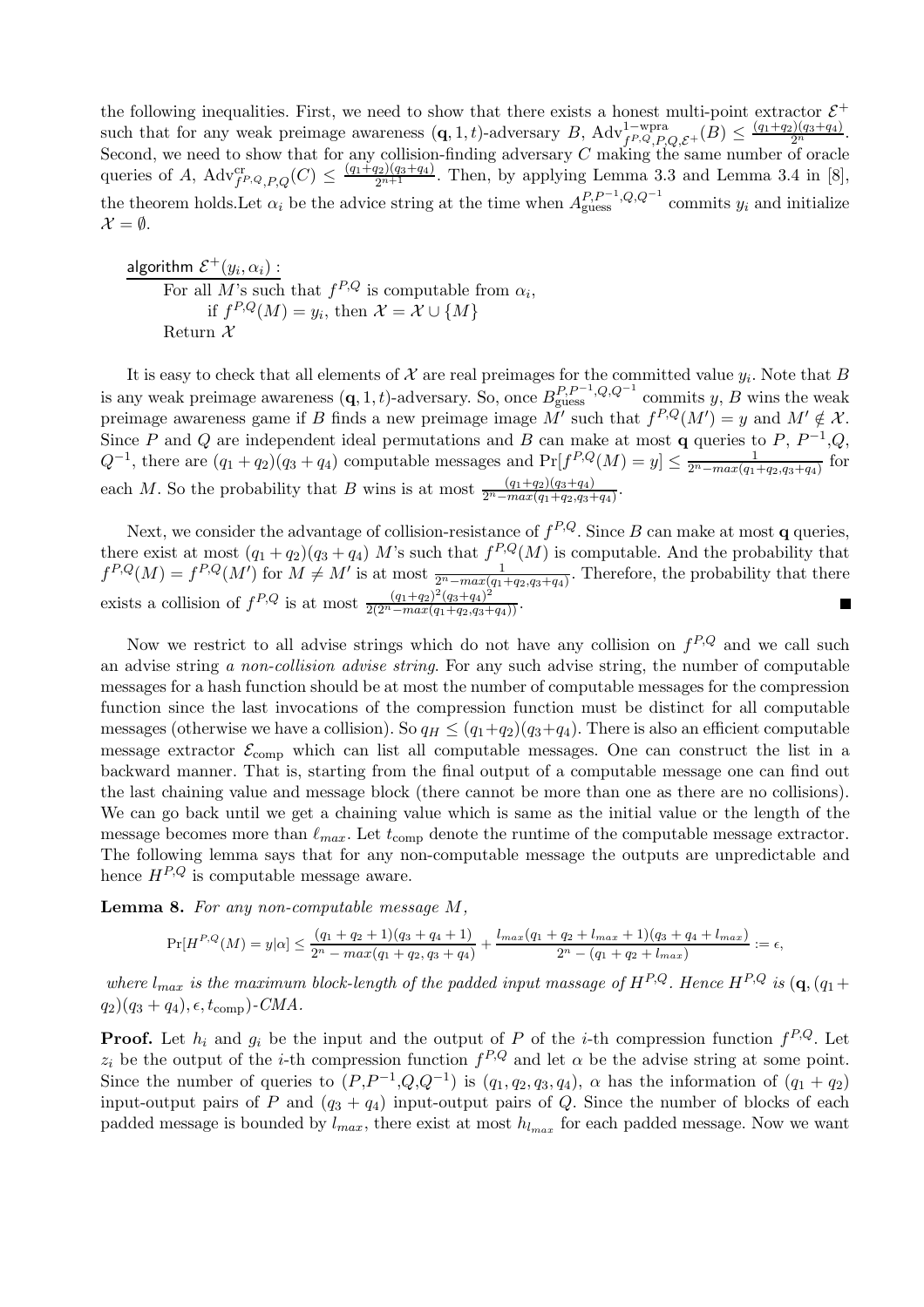the following inequalities. First, we need to show that there exists a honest multi-point extractor $\mathcal{E}^+$ such that for any weak preimage awareness $(\mathbf{q}, 1, t)$-adversary $B$, $\mathrm{Adv}^{1-\mathrm{wpra}}_{f^{P,Q},P,Q,\mathcal{E}^+}(B) \leq \frac{(q_1+q_2)(q_3+q_4)}{2^n}$. Second, we need to show that for any collision-finding adversary $C$ making the same number of oracle queries of $A$, $\mathrm{Adv}^{\mathrm{cr}}_{f^{P,Q},P,Q}(C) \leq \frac{(q_1+q_2)(q_3+q_4)}{2^{n+1}}$. Then, by applying Lemma 3.3 and Lemma 3.4 in [8], the theorem holds.Let $\alpha_i$ be the advice string at the time when $A^{P,P^{-1},Q,Q^{-1}}_{\mathrm{guess}}$ commits $y_i$ and initialize $\mathcal{X} = \emptyset$.

```
algorithm E+(y_i, α_i) :
    For all M's such that f^{P,Q} is computable from α_i,
        if f^{P,Q}(M) = y_i, then X = X ∪ {M}
    Return X
```

It is easy to check that all elements of $\mathcal{X}$ are real preimages for the committed value $y_i$. Note that $B$ is any weak preimage awareness $(\mathbf{q}, 1, t)$-adversary. So, once $B^{P,P^{-1},Q,Q^{-1}}_{\mathrm{guess}}$ commits $y$, $B$ wins the weak preimage awareness game if $B$ finds a new preimage image $M'$ such that $f^{P,Q}(M') = y$ and $M' \notin \mathcal{X}$. Since $P$ and $Q$ are independent ideal permutations and $B$ can make at most $\mathbf{q}$ queries to $P$, $P^{-1}$,$Q$, $Q^{-1}$, there are $(q_1+q_2)(q_3+q_4)$ computable messages and $\Pr[f^{P,Q}(M) = y] \leq \frac{1}{2^n - max(q_1+q_2,q_3+q_4)}$ for each $M$. So the probability that $B$ wins is at most $\frac{(q_1+q_2)(q_3+q_4)}{2^n - max(q_1+q_2,q_3+q_4)}$.

Next, we consider the advantage of collision-resistance of $f^{P,Q}$. Since $B$ can make at most $\mathbf{q}$ queries, there exist at most $(q_1+q_2)(q_3+q_4)$ $M$'s such that $f^{P,Q}(M)$ is computable. And the probability that $f^{P,Q}(M) = f^{P,Q}(M')$ for $M \neq M'$ is at most $\frac{1}{2^n - max(q_1+q_2,q_3+q_4)}$. Therefore, the probability that there exists a collision of $f^{P,Q}$ is at most $\frac{(q_1+q_2)^2(q_3+q_4)^2}{2(2^n - max(q_1+q_2,q_3+q_4))}$. ■

Now we restrict to all advise strings which do not have any collision on $f^{P,Q}$ and we call such an advise string *a non-collision advise string*. For any such advise string, the number of computable messages for a hash function should be at most the number of computable messages for the compression function since the last invocations of the compression function must be distinct for all computable messages (otherwise we have a collision). So $q_H \leq (q_1+q_2)(q_3+q_4)$. There is also an efficient computable message extractor $\mathcal{E}_{\mathrm{comp}}$ which can list all computable messages. One can construct the list in a backward manner. That is, starting from the final output of a computable message one can find out the last chaining value and message block (there cannot be more than one as there are no collisions). We can go back until we get a chaining value which is same as the initial value or the length of the message becomes more than $\ell_{max}$. Let $t_{\mathrm{comp}}$ denote the runtime of the computable message extractor. The following lemma says that for any non-computable message the outputs are unpredictable and hence $H^{P,Q}$ is computable message aware.

**Lemma 8.** *For any non-computable message $M$,*

$$\Pr[H^{P,Q}(M) = y|\alpha] \leq \frac{(q_1+q_2+1)(q_3+q_4+1)}{2^n - max(q_1+q_2,q_3+q_4)} + \frac{l_{max}(q_1+q_2+l_{max}+1)(q_3+q_4+l_{max})}{2^n - (q_1+q_2+l_{max})} := \epsilon,$$

*where $l_{max}$ is the maximum block-length of the padded input massage of $H^{P,Q}$. Hence $H^{P,Q}$ is $(\mathbf{q}, (q_1+q_2)(q_3+q_4), \epsilon, t_{\mathrm{comp}})$-CMA.*

**Proof.** Let $h_i$ and $g_i$ be the input and the output of $P$ of the $i$-th compression function $f^{P,Q}$. Let $z_i$ be the output of the $i$-th compression function $f^{P,Q}$ and let $\alpha$ be the advise string at some point. Since the number of queries to $(P,P^{-1},Q,Q^{-1})$ is $(q_1,q_2,q_3,q_4)$, $\alpha$ has the information of $(q_1+q_2)$ input-output pairs of $P$ and $(q_3+q_4)$ input-output pairs of $Q$. Since the number of blocks of each padded message is bounded by $l_{max}$, there exist at most $h_{l_{max}}$ for each padded message. Now we want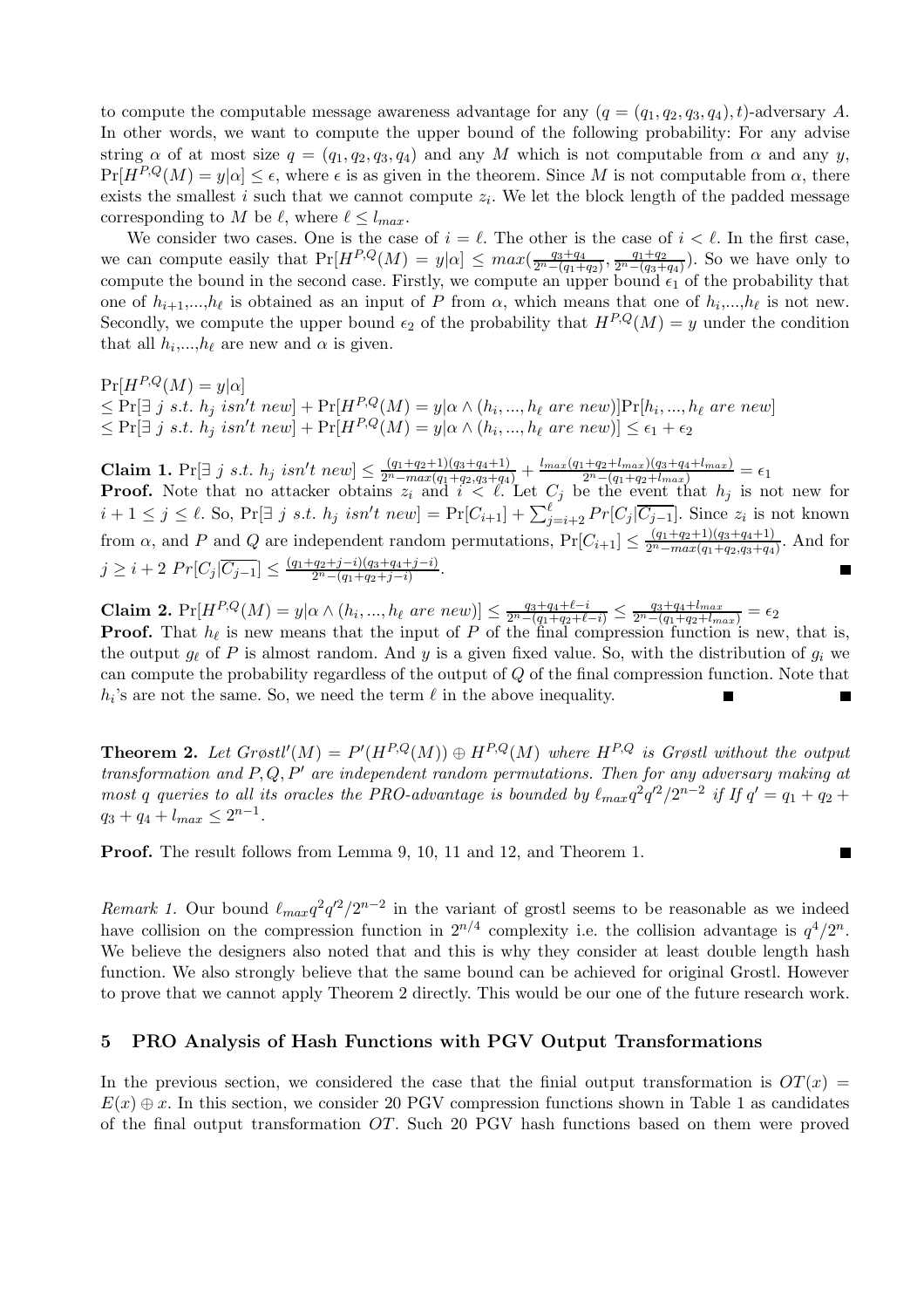to compute the computable message awareness advantage for any $(q = (q_1, q_2, q_3, q_4), t)$-adversary $A$. In other words, we want to compute the upper bound of the following probability: For any advise string $\alpha$ of at most size $q = (q_1, q_2, q_3, q_4)$ and any $M$ which is not computable from $\alpha$ and any $y$, $\Pr[H^{P,Q}(M) = y|\alpha] \leq \epsilon$, where $\epsilon$ is as given in the theorem. Since $M$ is not computable from $\alpha$, there exists the smallest $i$ such that we cannot compute $z_i$. We let the block length of the padded message corresponding to $M$ be $\ell$, where $\ell \leq l_{max}$.

We consider two cases. One is the case of $i = \ell$. The other is the case of $i < \ell$. In the first case, we can compute easily that $\Pr[H^{P,Q}(M) = y|\alpha] \leq max(\frac{q_3+q_4}{2^n-(q_1+q_2)}, \frac{q_1+q_2}{2^n-(q_3+q_4)})$. So we have only to compute the bound in the second case. Firstly, we compute an upper bound $\epsilon_1$ of the probability that one of $h_{i+1},...,h_\ell$ is obtained as an input of $P$ from $\alpha$, which means that one of $h_i,...,h_\ell$ is not new. Secondly, we compute the upper bound $\epsilon_2$ of the probability that $H^{P,Q}(M) = y$ under the condition that all $h_i,...,h_\ell$ are new and $\alpha$ is given.

$$
\begin{aligned}
&\Pr[H^{P,Q}(M) = y|\alpha] \\
&\leq \Pr[\exists\ j\ s.t.\ h_j\ isn't\ new] + \Pr[H^{P,Q}(M) = y|\alpha \wedge (h_i, ..., h_\ell\ are\ new)]\Pr[h_i, ..., h_\ell\ are\ new] \\
&\leq \Pr[\exists\ j\ s.t.\ h_j\ isn't\ new] + \Pr[H^{P,Q}(M) = y|\alpha \wedge (h_i, ..., h_\ell\ are\ new)] \leq \epsilon_1 + \epsilon_2
\end{aligned}
$$

**Claim 1.** $\Pr[\exists\ j\ s.t.\ h_j\ isn't\ new] \leq \frac{(q_1+q_2+1)(q_3+q_4+1)}{2^n - max(q_1+q_2, q_3+q_4)} + \frac{l_{max}(q_1+q_2+l_{max})(q_3+q_4+l_{max})}{2^n-(q_1+q_2+l_{max})} = \epsilon_1$

**Proof.** Note that no attacker obtains $z_i$ and $i < \ell$. Let $C_j$ be the event that $h_j$ is not new for $i+1 \leq j \leq \ell$. So, $\Pr[\exists\ j\ s.t.\ h_j\ isn't\ new] = \Pr[C_{i+1}] + \sum_{j=i+2}^{\ell} Pr[C_j|\overline{C_{j-1}}]$. Since $z_i$ is not known from $\alpha$, and $P$ and $Q$ are independent random permutations, $\Pr[C_{i+1}] \leq \frac{(q_1+q_2+1)(q_3+q_4+1)}{2^n-max(q_1+q_2,q_3+q_4)}$. And for $j \geq i+2$ $Pr[C_j|\overline{C_{j-1}}] \leq \frac{(q_1+q_2+j-i)(q_3+q_4+j-i)}{2^n-(q_1+q_2+j-i)}$. ∎

**Claim 2.** $\Pr[H^{P,Q}(M) = y|\alpha \wedge (h_i, ..., h_\ell\ are\ new)] \leq \frac{q_3+q_4+\ell-i}{2^n-(q_1+q_2+\ell-i)} \leq \frac{q_3+q_4+l_{max}}{2^n-(q_1+q_2+l_{max})} = \epsilon_2$

**Proof.** That $h_\ell$ is new means that the input of $P$ of the final compression function is new, that is, the output $g_\ell$ of $P$ is almost random. And $y$ is a given fixed value. So, with the distribution of $g_i$ we can compute the probability regardless of the output of $Q$ of the final compression function. Note that $h_i$'s are not the same. So, we need the term $\ell$ in the above inequality. ∎ ∎

**Theorem 2.** *Let $Grøstl'(M) = P'(H^{P,Q}(M)) \oplus H^{P,Q}(M)$ where $H^{P,Q}$ is Grøstl without the output transformation and $P, Q, P'$ are independent random permutations. Then for any adversary making at most $q$ queries to all its oracles the PRO-advantage is bounded by $\ell_{max}q^2q'^2/2^{n-2}$ if If $q' = q_1 + q_2 + q_3 + q_4 + l_{max} \leq 2^{n-1}$.*

**Proof.** The result follows from Lemma 9, 10, 11 and 12, and Theorem 1. ∎

*Remark 1.* Our bound $\ell_{max}q^2q'^2/2^{n-2}$ in the variant of grostl seems to be reasonable as we indeed have collision on the compression function in $2^{n/4}$ complexity i.e. the collision advantage is $q^4/2^n$. We believe the designers also noted that and this is why they consider at least double length hash function. We also strongly believe that the same bound can be achieved for original Grostl. However to prove that we cannot apply Theorem 2 directly. This would be our one of the future research work.

## 5 PRO Analysis of Hash Functions with PGV Output Transformations

In the previous section, we considered the case that the finial output transformation is $OT(x) = E(x) \oplus x$. In this section, we consider 20 PGV compression functions shown in Table 1 as candidates of the final output transformation $OT$. Such 20 PGV hash functions based on them were proved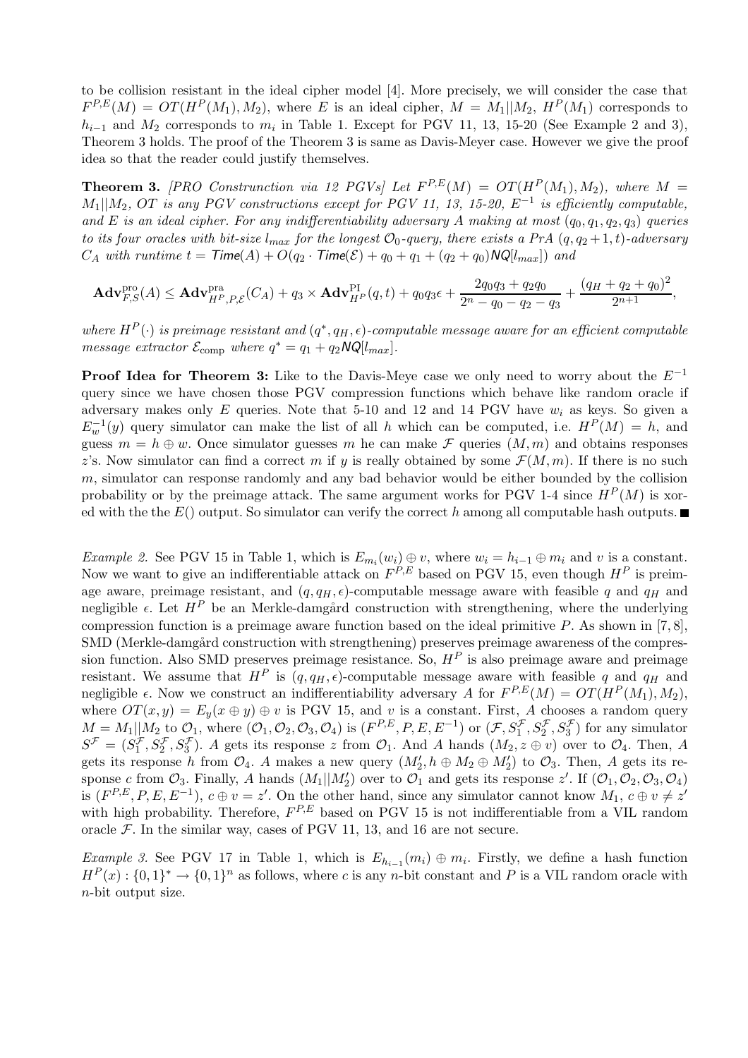to be collision resistant in the ideal cipher model [4]. More precisely, we will consider the case that $F^{P,E}(M) = OT(H^P(M_1), M_2)$, where $E$ is an ideal cipher, $M = M_1||M_2$, $H^P(M_1)$ corresponds to $h_{i-1}$ and $M_2$ corresponds to $m_i$ in Table 1. Except for PGV 11, 13, 15-20 (See Example 2 and 3), Theorem 3 holds. The proof of the Theorem 3 is same as Davis-Meyer case. However we give the proof idea so that the reader could justify themselves.

**Theorem 3.** *[PRO Construnction via 12 PGVs] Let $F^{P,E}(M) = OT(H^P(M_1), M_2)$, where $M = M_1||M_2$, OT is any PGV constructions except for PGV 11, 13, 15-20, $E^{-1}$ is efficiently computable, and $E$ is an ideal cipher. For any indifferentiability adversary $A$ making at most $(q_0, q_1, q_2, q_3)$ queries to its four oracles with bit-size $l_{max}$ for the longest $\mathcal{O}_0$-query, there exists a PrA $(q, q_2+1, t)$-adversary $C_A$ with runtime $t = \mathsf{Time}(A) + O(q_2 \cdot \mathsf{Time}(\mathcal{E}) + q_0 + q_1 + (q_2 + q_0)\mathsf{NQ}[l_{max}])$ and*

$$\mathbf{Adv}^{\mathrm{pro}}_{F,S}(A) \leq \mathbf{Adv}^{\mathrm{pra}}_{H^P,P,\mathcal{E}}(C_A) + q_3 \times \mathbf{Adv}^{\mathrm{PI}}_{H^P}(q,t) + q_0 q_3 \epsilon + \frac{2q_0q_3 + q_2q_0}{2^n - q_0 - q_2 - q_3} + \frac{(q_H + q_2 + q_0)^2}{2^{n+1}},$$

*where $H^P(\cdot)$ is preimage resistant and $(q^*, q_H, \epsilon)$-computable message aware for an efficient computable message extractor $\mathcal{E}_{\mathrm{comp}}$ where $q^* = q_1 + q_2\mathsf{NQ}[l_{max}]$.*

**Proof Idea for Theorem 3:** Like to the Davis-Meye case we only need to worry about the $E^{-1}$ query since we have chosen those PGV compression functions which behave like random oracle if adversary makes only $E$ queries. Note that 5-10 and 12 and 14 PGV have $w_i$ as keys. So given a $E^{-1}_w(y)$ query simulator can make the list of all $h$ which can be computed, i.e. $H^P(M) = h$, and guess $m = h \oplus w$. Once simulator guesses $m$ he can make $\mathcal{F}$ queries $(M, m)$ and obtains responses $z$'s. Now simulator can find a correct $m$ if $y$ is really obtained by some $\mathcal{F}(M, m)$. If there is no such $m$, simulator can response randomly and any bad behavior would be either bounded by the collision probability or by the preimage attack. The same argument works for PGV 1-4 since $H^P(M)$ is xor-ed with the the $E()$ output. So simulator can verify the correct $h$ among all computable hash outputs. ■

*Example 2.* See PGV 15 in Table 1, which is $E_{m_i}(w_i) \oplus v$, where $w_i = h_{i-1} \oplus m_i$ and $v$ is a constant. Now we want to give an indifferentiable attack on $F^{P,E}$ based on PGV 15, even though $H^P$ is preimage aware, preimage resistant, and $(q, q_H, \epsilon)$-computable message aware with feasible $q$ and $q_H$ and negligible $\epsilon$. Let $H^P$ be an Merkle-damgård construction with strengthening, where the underlying compression function is a preimage aware function based on the ideal primitive $P$. As shown in [7, 8], SMD (Merkle-damgård construction with strengthening) preserves preimage awareness of the compression function. Also SMD preserves preimage resistance. So, $H^P$ is also preimage aware and preimage resistant. We assume that $H^P$ is $(q, q_H, \epsilon)$-computable message aware with feasible $q$ and $q_H$ and negligible $\epsilon$. Now we construct an indifferentiability adversary $A$ for $F^{P,E}(M) = OT(H^P(M_1), M_2)$, where $OT(x, y) = E_y(x \oplus y) \oplus v$ is PGV 15, and $v$ is a constant. First, $A$ chooses a random query $M = M_1||M_2$ to $\mathcal{O}_1$, where $(\mathcal{O}_1, \mathcal{O}_2, \mathcal{O}_3, \mathcal{O}_4)$ is $(F^{P,E}, P, E, E^{-1})$ or $(\mathcal{F}, S_1^{\mathcal{F}}, S_2^{\mathcal{F}}, S_3^{\mathcal{F}})$ for any simulator $S^{\mathcal{F}} = (S_1^{\mathcal{F}}, S_2^{\mathcal{F}}, S_3^{\mathcal{F}})$. $A$ gets its response $z$ from $\mathcal{O}_1$. And $A$ hands $(M_2, z \oplus v)$ over to $\mathcal{O}_4$. Then, $A$ gets its response $h$ from $\mathcal{O}_4$. $A$ makes a new query $(M_2', h \oplus M_2 \oplus M_2')$ to $\mathcal{O}_3$. Then, $A$ gets its response $c$ from $\mathcal{O}_3$. Finally, $A$ hands $(M_1||M_2')$ over to $\mathcal{O}_1$ and gets its response $z'$. If $(\mathcal{O}_1, \mathcal{O}_2, \mathcal{O}_3, \mathcal{O}_4)$ is $(F^{P,E}, P, E, E^{-1})$, $c \oplus v = z'$. On the other hand, since any simulator cannot know $M_1$, $c \oplus v \neq z'$ with high probability. Therefore, $F^{P,E}$ based on PGV 15 is not indifferentiable from a VIL random oracle $\mathcal{F}$. In the similar way, cases of PGV 11, 13, and 16 are not secure.

*Example 3.* See PGV 17 in Table 1, which is $E_{h_{i-1}}(m_i) \oplus m_i$. Firstly, we define a hash function $H^P(x) : \{0,1\}^* \to \{0,1\}^n$ as follows, where $c$ is any $n$-bit constant and $P$ is a VIL random oracle with $n$-bit output size.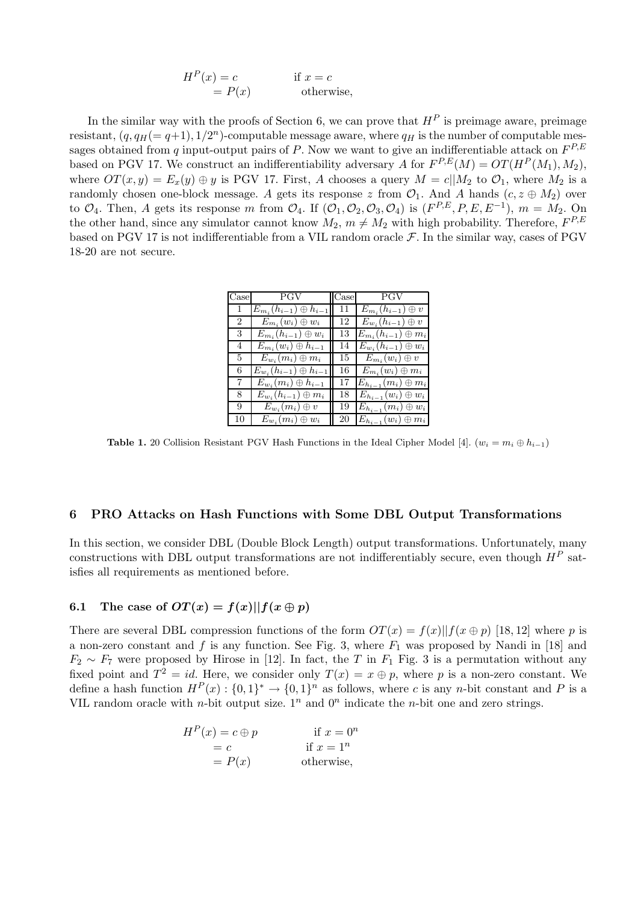$$
\begin{aligned}
H^P(x) &= c & \text{if } x = c \\
&= P(x) & \text{otherwise,}
\end{aligned}
$$

In the similar way with the proofs of Section 6, we can prove that $H^P$ is preimage aware, preimage resistant, $(q, q_H(= q+1), 1/2^n)$-computable message aware, where $q_H$ is the number of computable messages obtained from $q$ input-output pairs of $P$. Now we want to give an indifferentiable attack on $F^{P,E}$ based on PGV 17. We construct an indifferentiability adversary $A$ for $F^{P,E}(M) = OT(H^P(M_1), M_2)$, where $OT(x, y) = E_x(y) \oplus y$ is PGV 17. First, $A$ chooses a query $M = c||M_2$ to $\mathcal{O}_1$, where $M_2$ is a randomly chosen one-block message. $A$ gets its response $z$ from $\mathcal{O}_1$. And $A$ hands $(c, z \oplus M_2)$ over to $\mathcal{O}_4$. Then, $A$ gets its response $m$ from $\mathcal{O}_4$. If $(\mathcal{O}_1, \mathcal{O}_2, \mathcal{O}_3, \mathcal{O}_4)$ is $(F^{P,E}, P, E, E^{-1})$, $m = M_2$. On the other hand, since any simulator cannot know $M_2$, $m \neq M_2$ with high probability. Therefore, $F^{P,E}$ based on PGV 17 is not indifferentiable from a VIL random oracle $\mathcal{F}$. In the similar way, cases of PGV 18-20 are not secure.

| Case | PGV | Case | PGV |
|---|---|---|---|
| 1 | $E_{m_i}(h_{i-1}) \oplus h_{i-1}$ | 11 | $E_{m_i}(h_{i-1}) \oplus v$ |
| 2 | $E_{m_i}(w_i) \oplus w_i$ | 12 | $E_{w_i}(h_{i-1}) \oplus v$ |
| 3 | $E_{m_i}(h_{i-1}) \oplus w_i$ | 13 | $E_{m_i}(h_{i-1}) \oplus m_i$ |
| 4 | $E_{m_i}(w_i) \oplus h_{i-1}$ | 14 | $E_{w_i}(h_{i-1}) \oplus w_i$ |
| 5 | $E_{w_i}(m_i) \oplus m_i$ | 15 | $E_{m_i}(w_i) \oplus v$ |
| 6 | $E_{w_i}(h_{i-1}) \oplus h_{i-1}$ | 16 | $E_{m_i}(w_i) \oplus m_i$ |
| 7 | $E_{w_i}(m_i) \oplus h_{i-1}$ | 17 | $E_{h_{i-1}}(m_i) \oplus m_i$ |
| 8 | $E_{w_i}(h_{i-1}) \oplus m_i$ | 18 | $E_{h_{i-1}}(w_i) \oplus w_i$ |
| 9 | $E_{w_i}(m_i) \oplus v$ | 19 | $E_{h_{i-1}}(m_i) \oplus w_i$ |
| 10 | $E_{w_i}(m_i) \oplus w_i$ | 20 | $E_{h_{i-1}}(w_i) \oplus m_i$ |

**Table 1.** 20 Collision Resistant PGV Hash Functions in the Ideal Cipher Model [4]. ($w_i = m_i \oplus h_{i-1}$)

## 6 PRO Attacks on Hash Functions with Some DBL Output Transformations

In this section, we consider DBL (Double Block Length) output transformations. Unfortunately, many constructions with DBL output transformations are not indifferentiably secure, even though $H^P$ satisfies all requirements as mentioned before.

### 6.1 The case of $OT(x) = f(x)||f(x \oplus p)$

There are several DBL compression functions of the form $OT(x) = f(x)||f(x \oplus p)$ [18, 12] where $p$ is a non-zero constant and $f$ is any function. See Fig. 3, where $F_1$ was proposed by Nandi in [18] and $F_2 \sim F_7$ were proposed by Hirose in [12]. In fact, the $T$ in $F_1$ Fig. 3 is a permutation without any fixed point and $T^2 = id$. Here, we consider only $T(x) = x \oplus p$, where $p$ is a non-zero constant. We define a hash function $H^P(x) : \{0,1\}^* \rightarrow \{0,1\}^n$ as follows, where $c$ is any $n$-bit constant and $P$ is a VIL random oracle with $n$-bit output size. $1^n$ and $0^n$ indicate the $n$-bit one and zero strings.

$$
\begin{aligned}
H^P(x) &= c \oplus p & \text{if } x = 0^n \\
&= c & \text{if } x = 1^n \\
&= P(x) & \text{otherwise,}
\end{aligned}
$$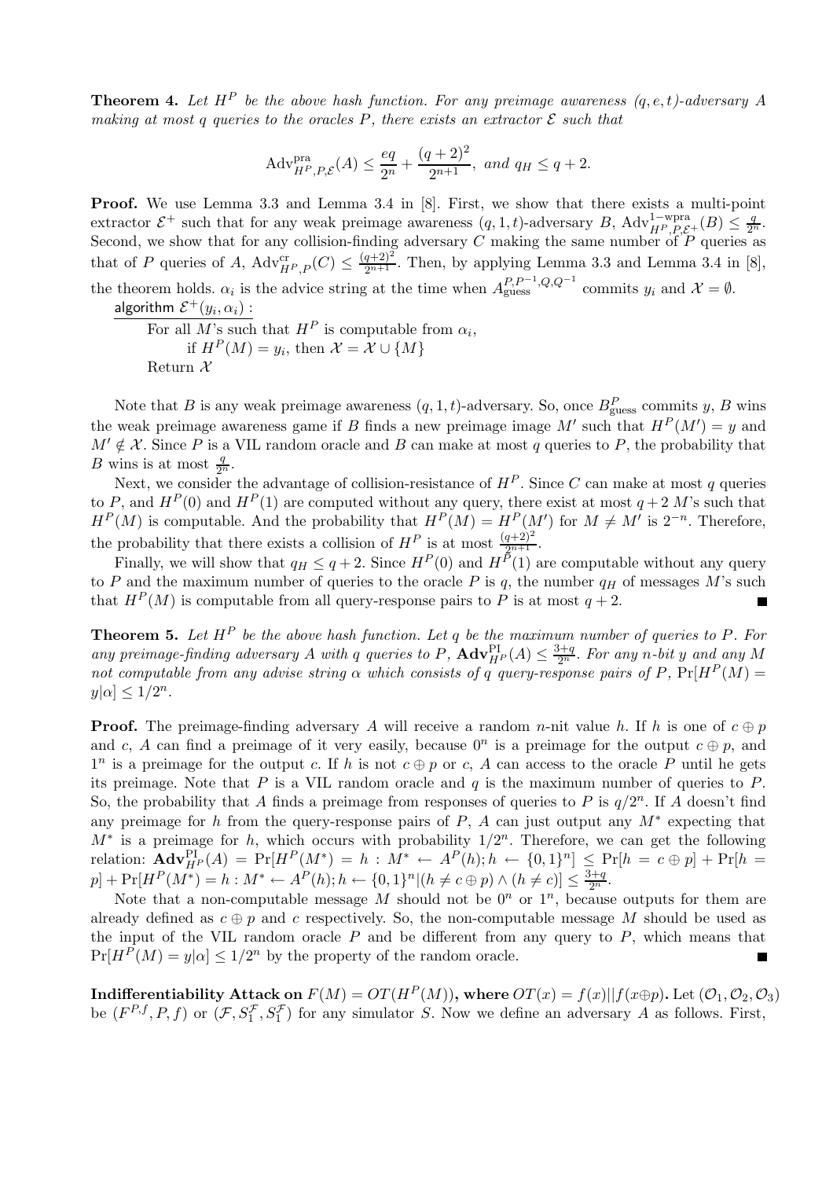**Theorem 4.** *Let $H^P$ be the above hash function. For any preimage awareness $(q,e,t)$-adversary $A$ making at most $q$ queries to the oracles $P$, there exists an extractor $\mathcal{E}$ such that*

$$\mathrm{Adv}^{\mathrm{pra}}_{H^P,P,\mathcal{E}}(A) \leq \frac{eq}{2^n} + \frac{(q+2)^2}{2^{n+1}},\ \textit{and}\ q_H \leq q+2.$$

**Proof.** We use Lemma 3.3 and Lemma 3.4 in [8]. First, we show that there exists a multi-point extractor $\mathcal{E}^+$ such that for any weak preimage awareness $(q,1,t)$-adversary $B$, $\mathrm{Adv}^{1\text{-wpra}}_{H^P,P,\mathcal{E}^+}(B) \leq \frac{q}{2^n}$. Second, we show that for any collision-finding adversary $C$ making the same number of $P$ queries as that of $P$ queries of $A$, $\mathrm{Adv}^{\mathrm{cr}}_{H^P,P}(C) \leq \frac{(q+2)^2}{2^{n+1}}$. Then, by applying Lemma 3.3 and Lemma 3.4 in [8], the theorem holds. $\alpha_i$ is the advice string at the time when $A^{P,P^{-1},Q,Q^{-1}}_{\mathrm{guess}}$ commits $y_i$ and $\mathcal{X} = \emptyset$.

algorithm $\mathcal{E}^+(y_i, \alpha_i)$ :

For all $M$'s such that $H^P$ is computable from $\alpha_i$,
  if $H^P(M) = y_i$, then $\mathcal{X} = \mathcal{X} \cup \{M\}$
Return $\mathcal{X}$

Note that $B$ is any weak preimage awareness $(q,1,t)$-adversary. So, once $B^P_{\mathrm{guess}}$ commits $y$, $B$ wins the weak preimage awareness game if $B$ finds a new preimage image $M'$ such that $H^P(M') = y$ and $M' \notin \mathcal{X}$. Since $P$ is a VIL random oracle and $B$ can make at most $q$ queries to $P$, the probability that $B$ wins is at most $\frac{q}{2^n}$.

Next, we consider the advantage of collision-resistance of $H^P$. Since $C$ can make at most $q$ queries to $P$, and $H^P(0)$ and $H^P(1)$ are computed without any query, there exist at most $q+2$ $M$'s such that $H^P(M)$ is computable. And the probability that $H^P(M) = H^P(M')$ for $M \neq M'$ is $2^{-n}$. Therefore, the probability that there exists a collision of $H^P$ is at most $\frac{(q+2)^2}{2^{n+1}}$.

Finally, we will show that $q_H \leq q+2$. Since $H^P(0)$ and $H^P(1)$ are computable without any query to $P$ and the maximum number of queries to the oracle $P$ is $q$, the number $q_H$ of messages $M$'s such that $H^P(M)$ is computable from all query-response pairs to $P$ is at most $q+2$. ∎

**Theorem 5.** *Let $H^P$ be the above hash function. Let $q$ be the maximum number of queries to $P$. For any preimage-finding adversary $A$ with $q$ queries to $P$, $\mathbf{Adv}^{\mathrm{PI}}_{H^P}(A) \leq \frac{3+q}{2^n}$. For any $n$-bit $y$ and any $M$ not computable from any advise string $\alpha$ which consists of $q$ query-response pairs of $P$, $\Pr[H^P(M) = y|\alpha] \leq 1/2^n$.*

**Proof.** The preimage-finding adversary $A$ will receive a random $n$-nit value $h$. If $h$ is one of $c \oplus p$ and $c$, $A$ can find a preimage of it very easily, because $0^n$ is a preimage for the output $c \oplus p$, and $1^n$ is a preimage for the output $c$. If $h$ is not $c \oplus p$ or $c$, $A$ can access to the oracle $P$ until he gets its preimage. Note that $P$ is a VIL random oracle and $q$ is the maximum number of queries to $P$. So, the probability that $A$ finds a preimage from responses of queries to $P$ is $q/2^n$. If $A$ doesn't find any preimage for $h$ from the query-response pairs of $P$, $A$ can just output any $M^*$ expecting that $M^*$ is a preimage for $h$, which occurs with probability $1/2^n$. Therefore, we can get the following relation: $\mathbf{Adv}^{\mathrm{PI}}_{H^P}(A) = \Pr[H^P(M^*) = h : M^* \leftarrow A^P(h); h \leftarrow \{0,1\}^n] \leq \Pr[h = c \oplus p] + \Pr[h = p] + \Pr[H^P(M^*) = h : M^* \leftarrow A^P(h); h \leftarrow \{0,1\}^n | (h \neq c \oplus p) \wedge (h \neq c)] \leq \frac{3+q}{2^n}$.

Note that a non-computable message $M$ should not be $0^n$ or $1^n$, because outputs for them are already defined as $c \oplus p$ and $c$ respectively. So, the non-computable message $M$ should be used as the input of the VIL random oracle $P$ and be different from any query to $P$, which means that $\Pr[H^P(M) = y|\alpha] \leq 1/2^n$ by the property of the random oracle. ∎

**Indifferentiability Attack on $F(M) = OT(H^P(M))$, where $OT(x) = f(x)||f(x \oplus p)$.** Let $(\mathcal{O}_1, \mathcal{O}_2, \mathcal{O}_3)$ be $(F^{P,f}, P, f)$ or $(\mathcal{F}, S_1^{\mathcal{F}}, S_1^{\mathcal{F}})$ for any simulator $S$. Now we define an adversary $A$ as follows. First,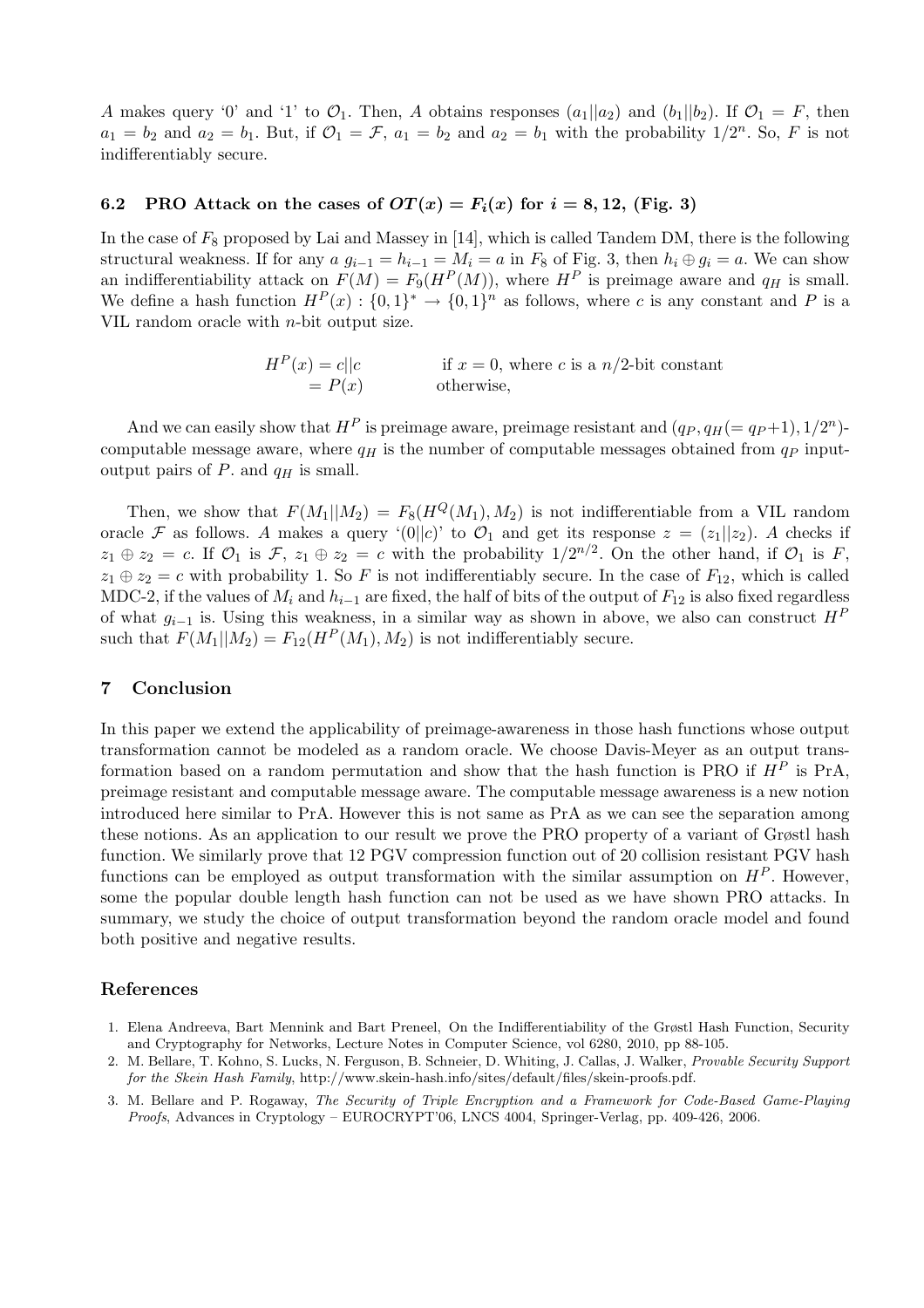$A$ makes query '0' and '1' to $\mathcal{O}_1$. Then, $A$ obtains responses $(a_1||a_2)$ and $(b_1||b_2)$. If $\mathcal{O}_1 = F$, then $a_1 = b_2$ and $a_2 = b_1$. But, if $\mathcal{O}_1 = \mathcal{F}$, $a_1 = b_2$ and $a_2 = b_1$ with the probability $1/2^n$. So, $F$ is not indifferentiably secure.

### 6.2 PRO Attack on the cases of $OT(x) = F_i(x)$ for $i = 8, 12$, (Fig. 3)

In the case of $F_8$ proposed by Lai and Massey in [14], which is called Tandem DM, there is the following structural weakness. If for any $a$ $g_{i-1} = h_{i-1} = M_i = a$ in $F_8$ of Fig. 3, then $h_i \oplus g_i = a$. We can show an indifferentiability attack on $F(M) = F_9(H^P(M))$, where $H^P$ is preimage aware and $q_H$ is small. We define a hash function $H^P(x) : \{0,1\}^* \rightarrow \{0,1\}^n$ as follows, where $c$ is any constant and $P$ is a VIL random oracle with $n$-bit output size.

$$
\begin{aligned}
H^P(x) &= c||c \qquad\qquad \text{if } x = 0, \text{ where } c \text{ is a } n/2\text{-bit constant} \\
&= P(x) \qquad\qquad \text{otherwise,}
\end{aligned}
$$

And we can easily show that $H^P$ is preimage aware, preimage resistant and $(q_P, q_H(= q_P+1), 1/2^n)$-computable message aware, where $q_H$ is the number of computable messages obtained from $q_P$ input-output pairs of $P$. and $q_H$ is small.

Then, we show that $F(M_1||M_2) = F_8(H^Q(M_1), M_2)$ is not indifferentiable from a VIL random oracle $\mathcal{F}$ as follows. $A$ makes a query '$(0||c)$' to $\mathcal{O}_1$ and get its response $z = (z_1||z_2)$. $A$ checks if $z_1 \oplus z_2 = c$. If $\mathcal{O}_1$ is $\mathcal{F}$, $z_1 \oplus z_2 = c$ with the probability $1/2^{n/2}$. On the other hand, if $\mathcal{O}_1$ is $F$, $z_1 \oplus z_2 = c$ with probability 1. So $F$ is not indifferentiably secure. In the case of $F_{12}$, which is called MDC-2, if the values of $M_i$ and $h_{i-1}$ are fixed, the half of bits of the output of $F_{12}$ is also fixed regardless of what $g_{i-1}$ is. Using this weakness, in a similar way as shown in above, we also can construct $H^P$ such that $F(M_1||M_2) = F_{12}(H^P(M_1), M_2)$ is not indifferentiably secure.

## 7 Conclusion

In this paper we extend the applicability of preimage-awareness in those hash functions whose output transformation cannot be modeled as a random oracle. We choose Davis-Meyer as an output transformation based on a random permutation and show that the hash function is PRO if $H^P$ is PrA, preimage resistant and computable message aware. The computable message awareness is a new notion introduced here similar to PrA. However this is not same as PrA as we can see the separation among these notions. As an application to our result we prove the PRO property of a variant of Grøstl hash function. We similarly prove that 12 PGV compression function out of 20 collision resistant PGV hash functions can be employed as output transformation with the similar assumption on $H^P$. However, some the popular double length hash function can not be used as we have shown PRO attacks. In summary, we study the choice of output transformation beyond the random oracle model and found both positive and negative results.

## References

1. Elena Andreeva, Bart Mennink and Bart Preneel, On the Indifferentiability of the Grøstl Hash Function, Security and Cryptography for Networks, Lecture Notes in Computer Science, vol 6280, 2010, pp 88-105.
2. M. Bellare, T. Kohno, S. Lucks, N. Ferguson, B. Schneier, D. Whiting, J. Callas, J. Walker, *Provable Security Support for the Skein Hash Family*, http://www.skein-hash.info/sites/default/files/skein-proofs.pdf.
3. M. Bellare and P. Rogaway, *The Security of Triple Encryption and a Framework for Code-Based Game-Playing Proofs*, Advances in Cryptology – EUROCRYPT'06, LNCS 4004, Springer-Verlag, pp. 409-426, 2006.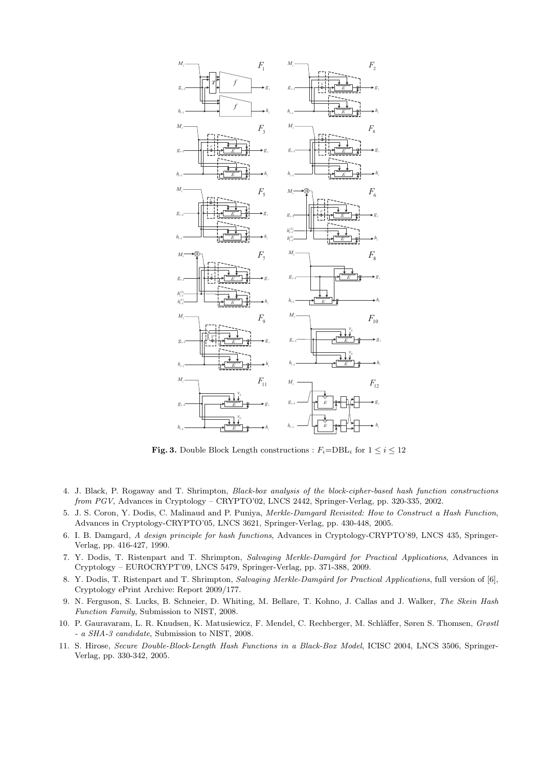**Fig. 3.** Double Block Length constructions : $F_i$=DBL$_i$ for $1 \leq i \leq 12$

4. J. Black, P. Rogaway and T. Shrimpton, *Black-box analysis of the block-cipher-based hash function constructions from PGV*, Advances in Cryptology – CRYPTO'02, LNCS 2442, Springer-Verlag, pp. 320-335, 2002.
5. J. S. Coron, Y. Dodis, C. Malinaud and P. Puniya, *Merkle-Damgard Revisited: How to Construct a Hash Function*, Advances in Cryptology-CRYPTO'05, LNCS 3621, Springer-Verlag, pp. 430-448, 2005.
6. I. B. Damgard, *A design principle for hash functions*, Advances in Cryptology-CRYPTO'89, LNCS 435, Springer-Verlag, pp. 416-427, 1990.
7. Y. Dodis, T. Ristenpart and T. Shrimpton, *Salvaging Merkle-Damgård for Practical Applications*, Advances in Cryptology – EUROCRYPT'09, LNCS 5479, Springer-Verlag, pp. 371-388, 2009.
8. Y. Dodis, T. Ristenpart and T. Shrimpton, *Salvaging Merkle-Damgård for Practical Applications*, full version of [6], Cryptology ePrint Archive: Report 2009/177.
9. N. Ferguson, S. Lucks, B. Schneier, D. Whiting, M. Bellare, T. Kohno, J. Callas and J. Walker, *The Skein Hash Function Family*, Submission to NIST, 2008.
10. P. Gauravaram, L. R. Knudsen, K. Matusiewicz, F. Mendel, C. Rechberger, M. Schläffer, Søren S. Thomsen, *Grøstl - a SHA-3 candidate*, Submission to NIST, 2008.
11. S. Hirose, *Secure Double-Block-Length Hash Functions in a Black-Box Model*, ICISC 2004, LNCS 3506, Springer-Verlag, pp. 330-342, 2005.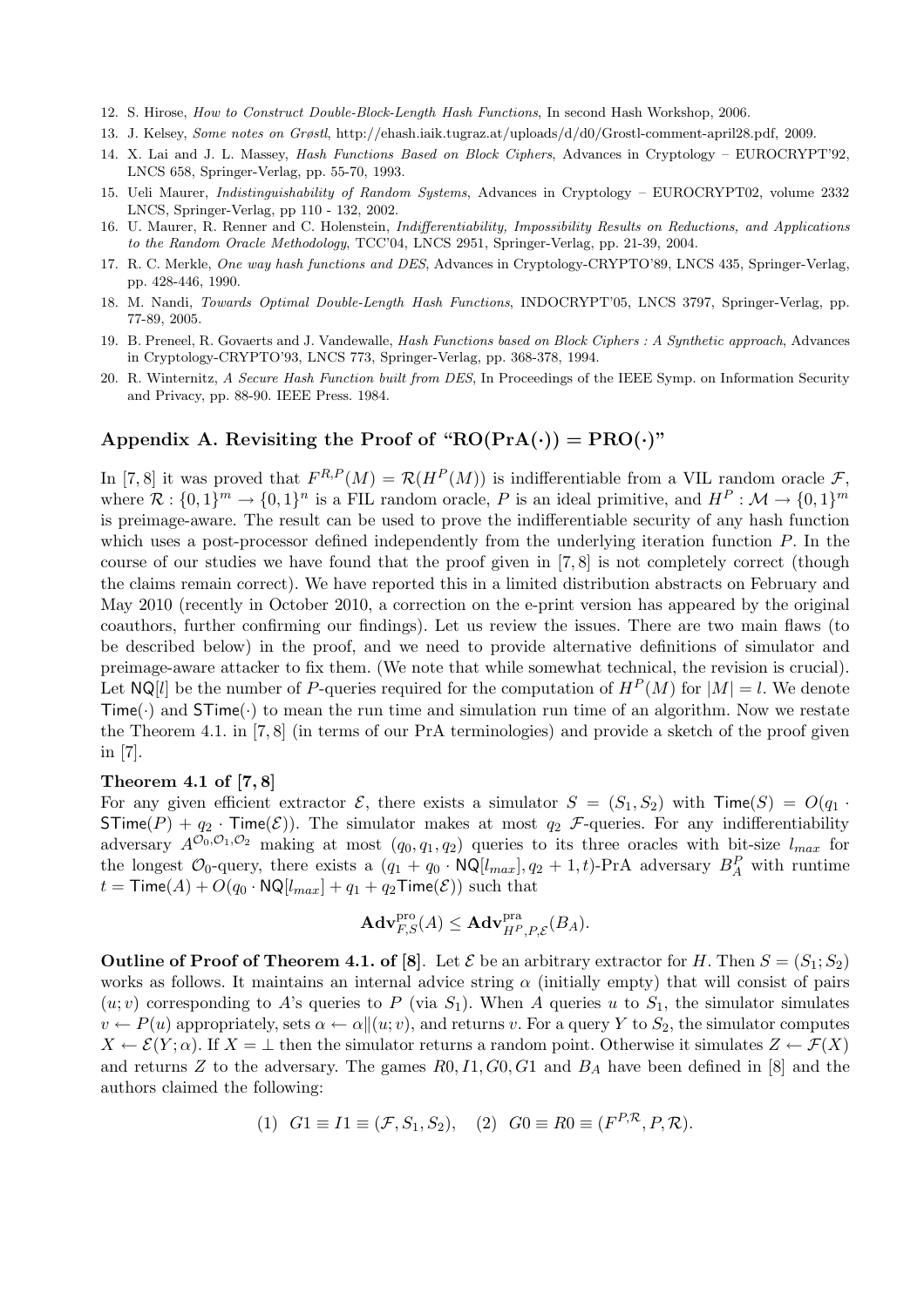12. S. Hirose, *How to Construct Double-Block-Length Hash Functions*, In second Hash Workshop, 2006.
13. J. Kelsey, *Some notes on Grøstl*, http://ehash.iaik.tugraz.at/uploads/d/d0/Grostl-comment-april28.pdf, 2009.
14. X. Lai and J. L. Massey, *Hash Functions Based on Block Ciphers*, Advances in Cryptology – EUROCRYPT'92, LNCS 658, Springer-Verlag, pp. 55-70, 1993.
15. Ueli Maurer, *Indistinguishability of Random Systems*, Advances in Cryptology – EUROCRYPT02, volume 2332 LNCS, Springer-Verlag, pp 110 - 132, 2002.
16. U. Maurer, R. Renner and C. Holenstein, *Indifferentiability, Impossibility Results on Reductions, and Applications to the Random Oracle Methodology*, TCC'04, LNCS 2951, Springer-Verlag, pp. 21-39, 2004.
17. R. C. Merkle, *One way hash functions and DES*, Advances in Cryptology-CRYPTO'89, LNCS 435, Springer-Verlag, pp. 428-446, 1990.
18. M. Nandi, *Towards Optimal Double-Length Hash Functions*, INDOCRYPT'05, LNCS 3797, Springer-Verlag, pp. 77-89, 2005.
19. B. Preneel, R. Govaerts and J. Vandewalle, *Hash Functions based on Block Ciphers : A Synthetic approach*, Advances in Cryptology-CRYPTO'93, LNCS 773, Springer-Verlag, pp. 368-378, 1994.
20. R. Winternitz, *A Secure Hash Function built from DES*, In Proceedings of the IEEE Symp. on Information Security and Privacy, pp. 88-90. IEEE Press. 1984.

## Appendix A. Revisiting the Proof of "RO(PrA(·)) = PRO(·)"

In [7, 8] it was proved that $F^{R,P}(M) = \mathcal{R}(H^P(M))$ is indifferentiable from a VIL random oracle $\mathcal{F}$, where $\mathcal{R} : \{0,1\}^m \to \{0,1\}^n$ is a FIL random oracle, $P$ is an ideal primitive, and $H^P : \mathcal{M} \to \{0,1\}^m$ is preimage-aware. The result can be used to prove the indifferentiable security of any hash function which uses a post-processor defined independently from the underlying iteration function $P$. In the course of our studies we have found that the proof given in [7, 8] is not completely correct (though the claims remain correct). We have reported this in a limited distribution abstracts on February and May 2010 (recently in October 2010, a correction on the e-print version has appeared by the original coauthors, further confirming our findings). Let us review the issues. There are two main flaws (to be described below) in the proof, and we need to provide alternative definitions of simulator and preimage-aware attacker to fix them. (We note that while somewhat technical, the revision is crucial). Let $\mathsf{NQ}[l]$ be the number of $P$-queries required for the computation of $H^P(M)$ for $|M| = l$. We denote $\mathsf{Time}(\cdot)$ and $\mathsf{STime}(\cdot)$ to mean the run time and simulation run time of an algorithm. Now we restate the Theorem 4.1. in [7, 8] (in terms of our PrA terminologies) and provide a sketch of the proof given in [7].

**Theorem 4.1 of [7, 8]**
For any given efficient extractor $\mathcal{E}$, there exists a simulator $S = (S_1, S_2)$ with $\mathsf{Time}(S) = O(q_1 \cdot \mathsf{STime}(P) + q_2 \cdot \mathsf{Time}(\mathcal{E}))$. The simulator makes at most $q_2$ $\mathcal{F}$-queries. For any indifferentiability adversary $A^{\mathcal{O}_0,\mathcal{O}_1,\mathcal{O}_2}$ making at most $(q_0, q_1, q_2)$ queries to its three oracles with bit-size $l_{max}$ for the longest $\mathcal{O}_0$-query, there exists a $(q_1 + q_0 \cdot \mathsf{NQ}[l_{max}], q_2 + 1, t)$-PrA adversary $B_A^P$ with runtime $t = \mathsf{Time}(A) + O(q_0 \cdot \mathsf{NQ}[l_{max}] + q_1 + q_2\mathsf{Time}(\mathcal{E}))$ such that

$$\mathbf{Adv}^{\mathrm{pro}}_{F,S}(A) \leq \mathbf{Adv}^{\mathrm{pra}}_{H^P,P,\mathcal{E}}(B_A).$$

**Outline of Proof of Theorem 4.1. of [8]**. Let $\mathcal{E}$ be an arbitrary extractor for $H$. Then $S = (S_1; S_2)$ works as follows. It maintains an internal advice string $\alpha$ (initially empty) that will consist of pairs $(u; v)$ corresponding to $A$'s queries to $P$ (via $S_1$). When $A$ queries $u$ to $S_1$, the simulator simulates $v \leftarrow P(u)$ appropriately, sets $\alpha \leftarrow \alpha \| (u; v)$, and returns $v$. For a query $Y$ to $S_2$, the simulator computes $X \leftarrow \mathcal{E}(Y; \alpha)$. If $X = \perp$ then the simulator returns a random point. Otherwise it simulates $Z \leftarrow \mathcal{F}(X)$ and returns $Z$ to the adversary. The games $R0, I1, G0, G1$ and $B_A$ have been defined in [8] and the authors claimed the following:

$$(1)\ \ G1 \equiv I1 \equiv (\mathcal{F}, S_1, S_2), \quad (2)\ \ G0 \equiv R0 \equiv (F^{P,\mathcal{R}}, P, \mathcal{R}).$$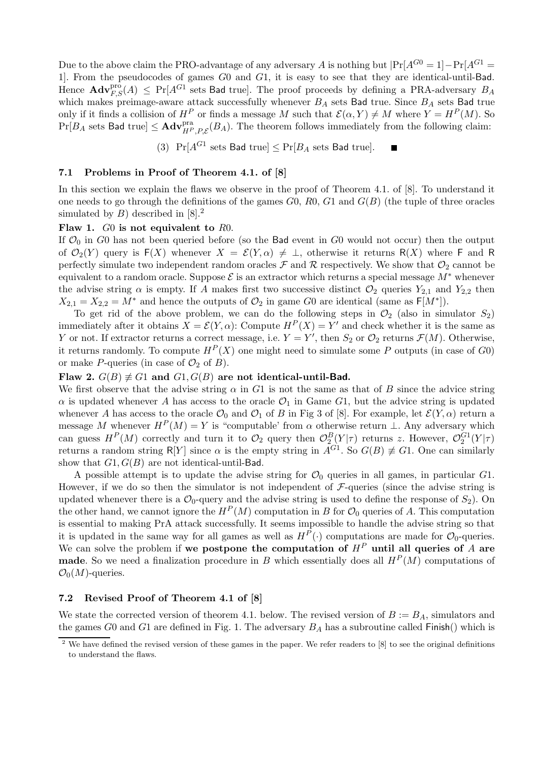Due to the above claim the PRO-advantage of any adversary $A$ is nothing but $|\Pr[A^{G0} = 1] - \Pr[A^{G1} = 1]$. From the pseudocodes of games $G0$ and $G1$, it is easy to see that they are identical-until-Bad. Hence $\mathbf{Adv}^{\mathrm{pro}}_{F,S}(A) \le \Pr[A^{G1}$ sets Bad true$]$. The proof proceeds by defining a PRA-adversary $B_A$ which makes preimage-aware attack successfully whenever $B_A$ sets Bad true. Since $B_A$ sets Bad true only if it finds a collision of $H^P$ or finds a message $M$ such that $\mathcal{E}(\alpha, Y) \neq M$ where $Y = H^P(M)$. So $\Pr[B_A$ sets Bad true$] \le \mathbf{Adv}^{\mathrm{pra}}_{H^P,P,\mathcal{E}}(B_A)$. The theorem follows immediately from the following claim:

(3) $\Pr[A^{G1}$ sets Bad true$] \le \Pr[B_A$ sets Bad true$]$. ■

### 7.1 Problems in Proof of Theorem 4.1. of [8]

In this section we explain the flaws we observe in the proof of Theorem 4.1. of [8]. To understand it one needs to go through the definitions of the games $G0$, $R0$, $G1$ and $G(B)$ (the tuple of three oracles simulated by $B$) described in [8].[2]

**Flaw 1. $G0$ is not equivalent to $R0$.**
If $\mathcal{O}_0$ in $G0$ has not been queried before (so the Bad event in $G0$ would not occur) then the output of $\mathcal{O}_2(Y)$ query is $\mathsf{F}(X)$ whenever $X = \mathcal{E}(Y, \alpha) \neq \perp$, otherwise it returns $\mathsf{R}(X)$ where $\mathsf{F}$ and $\mathsf{R}$ perfectly simulate two independent random oracles $\mathcal{F}$ and $\mathcal{R}$ respectively. We show that $\mathcal{O}_2$ cannot be equivalent to a random oracle. Suppose $\mathcal{E}$ is an extractor which returns a special message $M^*$ whenever the advise string $\alpha$ is empty. If $A$ makes first two successive distinct $\mathcal{O}_2$ queries $Y_{2,1}$ and $Y_{2,2}$ then $X_{2,1} = X_{2,2} = M^*$ and hence the outputs of $\mathcal{O}_2$ in game $G0$ are identical (same as $\mathsf{F}[M^*]$).

To get rid of the above problem, we can do the following steps in $\mathcal{O}_2$ (also in simulator $S_2$) immediately after it obtains $X = \mathcal{E}(Y, \alpha)$: Compute $H^P(X) = Y'$ and check whether it is the same as $Y$ or not. If extractor returns a correct message, i.e. $Y = Y'$, then $S_2$ or $\mathcal{O}_2$ returns $\mathcal{F}(M)$. Otherwise, it returns randomly. To compute $H^P(X)$ one might need to simulate some $P$ outputs (in case of $G0$) or make $P$-queries (in case of $\mathcal{O}_2$ of $B$).

**Flaw 2. $G(B) \not\equiv G1$ and $G1, G(B)$ are not identical-until-Bad.**
We first observe that the advise string $\alpha$ in $G1$ is not the same as that of $B$ since the advice string $\alpha$ is updated whenever $A$ has access to the oracle $\mathcal{O}_1$ in Game $G1$, but the advise string is updated whenever $A$ has access to the oracle $\mathcal{O}_0$ and $\mathcal{O}_1$ of $B$ in Fig 3 of [8]. For example, let $\mathcal{E}(Y, \alpha)$ return a message $M$ whenever $H^P(M) = Y$ is "computable' from $\alpha$ otherwise return $\perp$. Any adversary which can guess $H^P(M)$ correctly and turn it to $\mathcal{O}_2$ query then $\mathcal{O}_2^B(Y|\tau)$ returns $z$. However, $\mathcal{O}_2^{G1}(Y|\tau)$ returns a random string $\mathsf{R}[Y]$ since $\alpha$ is the empty string in $A^{G1}$. So $G(B) \not\equiv G1$. One can similarly show that $G1, G(B)$ are not identical-until-Bad.

A possible attempt is to update the advise string for $\mathcal{O}_0$ queries in all games, in particular $G1$. However, if we do so then the simulator is not independent of $\mathcal{F}$-queries (since the advise string is updated whenever there is a $\mathcal{O}_0$-query and the advise string is used to define the response of $S_2$). On the other hand, we cannot ignore the $H^P(M)$ computation in $B$ for $\mathcal{O}_0$ queries of $A$. This computation is essential to making PrA attack successfully. It seems impossible to handle the advise string so that it is updated in the same way for all games as well as $H^P(\cdot)$ computations are made for $\mathcal{O}_0$-queries. We can solve the problem if **we postpone the computation of $H^P$ until all queries of $A$ are made**. So we need a finalization procedure in $B$ which essentially does all $H^P(M)$ computations of $\mathcal{O}_0(M)$-queries.

### 7.2 Revised Proof of Theorem 4.1 of [8]

We state the corrected version of theorem 4.1. below. The revised version of $B := B_A$, simulators and the games $G0$ and $G1$ are defined in Fig. 1. The adversary $B_A$ has a subroutine called $\mathsf{Finish}()$ which is

[2] We have defined the revised version of these games in the paper. We refer readers to [8] to see the original definitions to understand the flaws.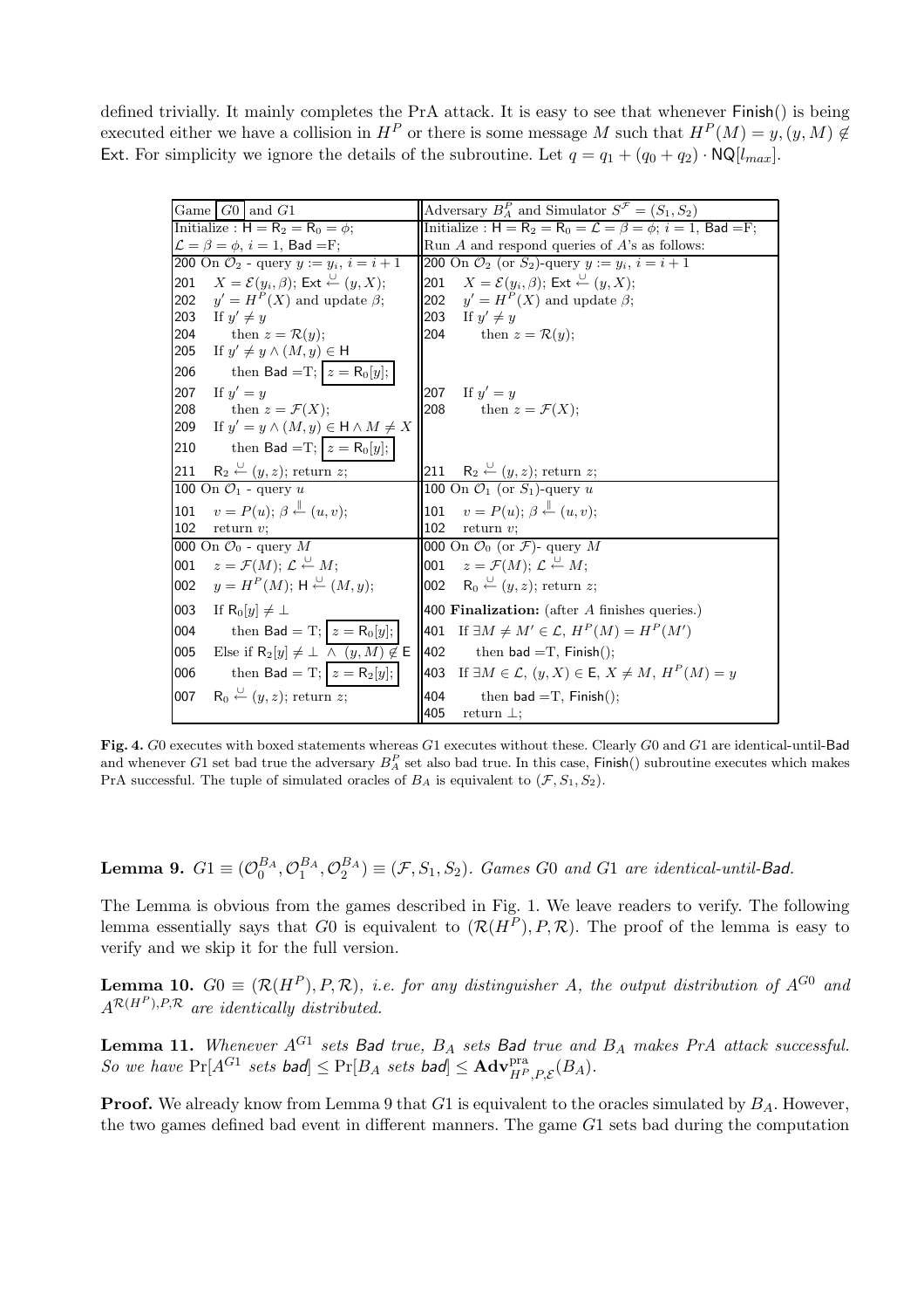defined trivially. It mainly completes the PrA attack. It is easy to see that whenever Finish() is being executed either we have a collision in $H^P$ or there is some message $M$ such that $H^P(M) = y, (y, M) \notin$ Ext. For simplicity we ignore the details of the subroutine. Let $q = q_1 + (q_0 + q_2) \cdot \mathsf{NQ}[l_{max}]$.

| Game $\boxed{G0}$ and $G1$ | Adversary $B_A^P$ and Simulator $S^{\mathcal{F}} = (S_1, S_2)$ |
|---|---|
| Initialize : $\mathsf{H} = \mathsf{R}_2 = \mathsf{R}_0 = \phi$; | Initialize : $\mathsf{H} = \mathsf{R}_2 = \mathsf{R}_0 = \mathcal{L} = \beta = \phi$; $i = 1$, Bad =F; |
| $\mathcal{L} = \beta = \phi$, $i = 1$, Bad =F; | Run $A$ and respond queries of $A$'s as follows: |
| 200 On $\mathcal{O}_2$ - query $y := y_i$, $i = i + 1$ | 200 On $\mathcal{O}_2$ (or $S_2$)-query $y := y_i$, $i = i + 1$ |
| 201 $X = \mathcal{E}(y_i, \beta)$; Ext $\overset{\cup}{\leftarrow} (y, X)$; | 201 $X = \mathcal{E}(y_i, \beta)$; Ext $\overset{\cup}{\leftarrow} (y, X)$; |
| 202 $y' = H^P(X)$ and update $\beta$; | 202 $y' = H^P(X)$ and update $\beta$; |
| 203 If $y' \neq y$ | 203 If $y' \neq y$ |
| 204 then $z = \mathcal{R}(y)$; | 204 then $z = \mathcal{R}(y)$; |
| 205 If $y' \neq y \wedge (M, y) \in \mathsf{H}$ | |
| 206 then Bad =T; $\boxed{z = \mathsf{R}_0[y];}$ | |
| 207 If $y' = y$ | 207 If $y' = y$ |
| 208 then $z = \mathcal{F}(X)$; | 208 then $z = \mathcal{F}(X)$; |
| 209 If $y' = y \wedge (M, y) \in \mathsf{H} \wedge M \neq X$ | |
| 210 then Bad =T; $\boxed{z = \mathsf{R}_0[y];}$ | |
| 211 $\mathsf{R}_2 \overset{\cup}{\leftarrow} (y, z)$; return $z$; | 211 $\mathsf{R}_2 \overset{\cup}{\leftarrow} (y, z)$; return $z$; |
| 100 On $\mathcal{O}_1$ - query $u$ | 100 On $\mathcal{O}_1$ (or $S_1$)-query $u$ |
| 101 $v = P(u)$; $\beta \overset{\parallel}{\leftarrow} (u, v)$; | 101 $v = P(u)$; $\beta \overset{\parallel}{\leftarrow} (u, v)$; |
| 102 return $v$; | 102 return $v$; |
| 000 On $\mathcal{O}_0$ - query $M$ | 000 On $\mathcal{O}_0$ (or $\mathcal{F}$)- query $M$ |
| 001 $z = \mathcal{F}(M)$; $\mathcal{L} \overset{\cup}{\leftarrow} M$; | 001 $z = \mathcal{F}(M)$; $\mathcal{L} \overset{\cup}{\leftarrow} M$; |
| 002 $y = H^P(M)$; $\mathsf{H} \overset{\cup}{\leftarrow} (M, y)$; | 002 $\mathsf{R}_0 \overset{\cup}{\leftarrow} (y, z)$; return $z$; |
| 003 If $\mathsf{R}_0[y] \neq \perp$ | 400 **Finalization:** (after $A$ finishes queries.) |
| 004 then Bad = T; $\boxed{z = \mathsf{R}_0[y];}$ | 401 If $\exists M \neq M' \in \mathcal{L}$, $H^P(M) = H^P(M')$ |
| 005 Else if $\mathsf{R}_2[y] \neq \perp \wedge (y, M) \notin \mathsf{E}$ | 402 then bad =T, Finish(); |
| 006 then Bad = T; $\boxed{z = \mathsf{R}_2[y];}$ | 403 If $\exists M \in \mathcal{L}$, $(y, X) \in \mathsf{E}$, $X \neq M$, $H^P(M) = y$ |
| 007 $\mathsf{R}_0 \overset{\cup}{\leftarrow} (y, z)$; return $z$; | 404 then bad =T, Finish(); |
| | 405 return $\perp$; |

**Fig. 4.** $G0$ executes with boxed statements whereas $G1$ executes without these. Clearly $G0$ and $G1$ are identical-until-Bad and whenever $G1$ set bad true the adversary $B_A^P$ set also bad true. In this case, Finish() subroutine executes which makes PrA successful. The tuple of simulated oracles of $B_A$ is equivalent to $(\mathcal{F}, S_1, S_2)$.

**Lemma 9.** $G1 \equiv (\mathcal{O}_0^{B_A}, \mathcal{O}_1^{B_A}, \mathcal{O}_2^{B_A}) \equiv (\mathcal{F}, S_1, S_2)$. *Games $G0$ and $G1$ are identical-until-Bad.*

The Lemma is obvious from the games described in Fig. 1. We leave readers to verify. The following lemma essentially says that $G0$ is equivalent to $(\mathcal{R}(H^P), P, \mathcal{R})$. The proof of the lemma is easy to verify and we skip it for the full version.

**Lemma 10.** $G0 \equiv (\mathcal{R}(H^P), P, \mathcal{R})$, *i.e. for any distinguisher $A$, the output distribution of $A^{G0}$ and $A^{\mathcal{R}(H^P), P, \mathcal{R}}$ are identically distributed.*

**Lemma 11.** *Whenever $A^{G1}$ sets Bad true, $B_A$ sets Bad true and $B_A$ makes PrA attack successful. So we have* $\Pr[A^{G1} \text{ sets bad}] \leq \Pr[B_A \text{ sets bad}] \leq \mathbf{Adv}^{\text{pra}}_{H^P, P, \mathcal{E}}(B_A)$.

**Proof.** We already know from Lemma 9 that $G1$ is equivalent to the oracles simulated by $B_A$. However, the two games defined bad event in different manners. The game $G1$ sets bad during the computation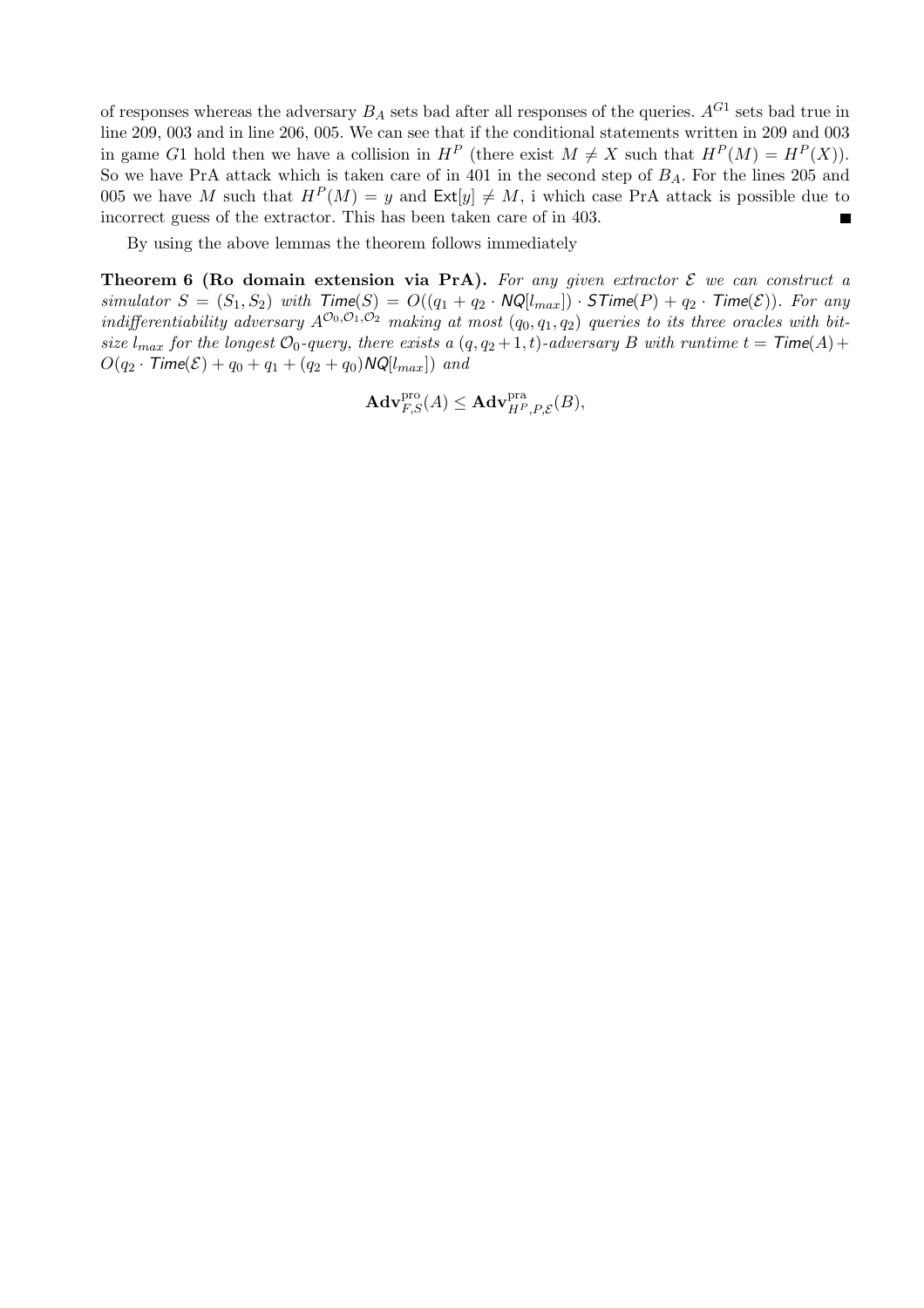of responses whereas the adversary $B_A$ sets bad after all responses of the queries. $A^{G1}$ sets bad true in line 209, 003 and in line 206, 005. We can see that if the conditional statements written in 209 and 003 in game $G1$ hold then we have a collision in $H^P$ (there exist $M \neq X$ such that $H^P(M) = H^P(X)$). So we have PrA attack which is taken care of in 401 in the second step of $B_A$. For the lines 205 and 005 we have $M$ such that $H^P(M) = y$ and $\mathsf{Ext}[y] \neq M$, i which case PrA attack is possible due to incorrect guess of the extractor. This has been taken care of in 403. ∎

By using the above lemmas the theorem follows immediately

**Theorem 6 (Ro domain extension via PrA).** *For any given extractor $\mathcal{E}$ we can construct a simulator $S = (S_1, S_2)$ with $\mathsf{Time}(S) = O((q_1 + q_2 \cdot \mathsf{NQ}[l_{max}]) \cdot \mathsf{STime}(P) + q_2 \cdot \mathsf{Time}(\mathcal{E}))$. For any indifferentiability adversary $A^{\mathcal{O}_0, \mathcal{O}_1, \mathcal{O}_2}$ making at most $(q_0, q_1, q_2)$ queries to its three oracles with bit-size $l_{max}$ for the longest $\mathcal{O}_0$-query, there exists a $(q, q_2 + 1, t)$-adversary $B$ with runtime $t = \mathsf{Time}(A) + O(q_2 \cdot \mathsf{Time}(\mathcal{E}) + q_0 + q_1 + (q_2 + q_0)\mathsf{NQ}[l_{max}])$ and*

$$\mathbf{Adv}^{\mathrm{pro}}_{F,S}(A) \leq \mathbf{Adv}^{\mathrm{pra}}_{H^P,P,\mathcal{E}}(B),$$